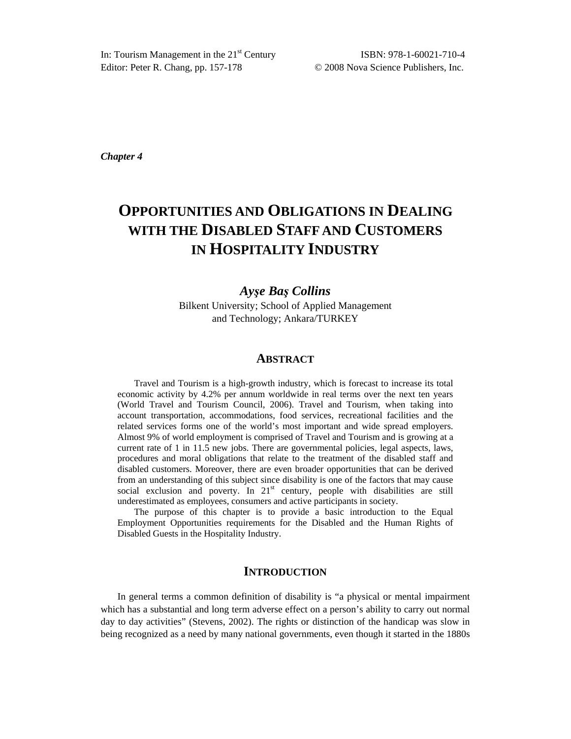In: Tourism Management in the 21st Century
Editor: Peter R. Chang, pp. 157-178

ISBN: 978-1-60021-710-4
© 2008 Nova Science Publishers, Inc.

*Chapter 4*

# Opportunities and Obligations in Dealing with the Disabled Staff and Customers in Hospitality Industry

***Ayşe Baş Collins***

Bilkent University; School of Applied Management and Technology; Ankara/TURKEY

## Abstract

Travel and Tourism is a high-growth industry, which is forecast to increase its total economic activity by 4.2% per annum worldwide in real terms over the next ten years (World Travel and Tourism Council, 2006). Travel and Tourism, when taking into account transportation, accommodations, food services, recreational facilities and the related services forms one of the world's most important and wide spread employers. Almost 9% of world employment is comprised of Travel and Tourism and is growing at a current rate of 1 in 11.5 new jobs. There are governmental policies, legal aspects, laws, procedures and moral obligations that relate to the treatment of the disabled staff and disabled customers. Moreover, there are even broader opportunities that can be derived from an understanding of this subject since disability is one of the factors that may cause social exclusion and poverty. In 21st century, people with disabilities are still underestimated as employees, consumers and active participants in society.

The purpose of this chapter is to provide a basic introduction to the Equal Employment Opportunities requirements for the Disabled and the Human Rights of Disabled Guests in the Hospitality Industry.

## Introduction

In general terms a common definition of disability is "a physical or mental impairment which has a substantial and long term adverse effect on a person's ability to carry out normal day to day activities" (Stevens, 2002). The rights or distinction of the handicap was slow in being recognized as a need by many national governments, even though it started in the 1880s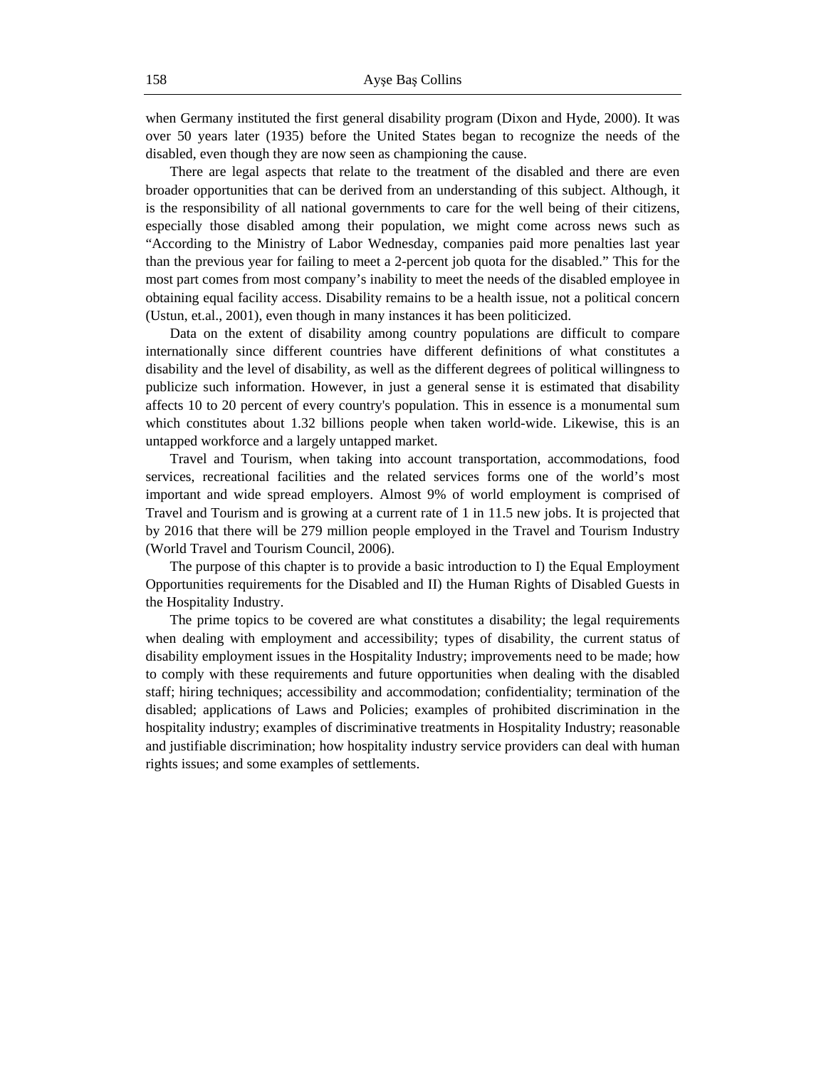when Germany instituted the first general disability program (Dixon and Hyde, 2000). It was over 50 years later (1935) before the United States began to recognize the needs of the disabled, even though they are now seen as championing the cause.

There are legal aspects that relate to the treatment of the disabled and there are even broader opportunities that can be derived from an understanding of this subject. Although, it is the responsibility of all national governments to care for the well being of their citizens, especially those disabled among their population, we might come across news such as "According to the Ministry of Labor Wednesday, companies paid more penalties last year than the previous year for failing to meet a 2-percent job quota for the disabled." This for the most part comes from most company's inability to meet the needs of the disabled employee in obtaining equal facility access. Disability remains to be a health issue, not a political concern (Ustun, et.al., 2001), even though in many instances it has been politicized.

Data on the extent of disability among country populations are difficult to compare internationally since different countries have different definitions of what constitutes a disability and the level of disability, as well as the different degrees of political willingness to publicize such information. However, in just a general sense it is estimated that disability affects 10 to 20 percent of every country's population. This in essence is a monumental sum which constitutes about 1.32 billions people when taken world-wide. Likewise, this is an untapped workforce and a largely untapped market.

Travel and Tourism, when taking into account transportation, accommodations, food services, recreational facilities and the related services forms one of the world's most important and wide spread employers. Almost 9% of world employment is comprised of Travel and Tourism and is growing at a current rate of 1 in 11.5 new jobs. It is projected that by 2016 that there will be 279 million people employed in the Travel and Tourism Industry (World Travel and Tourism Council, 2006).

The purpose of this chapter is to provide a basic introduction to I) the Equal Employment Opportunities requirements for the Disabled and II) the Human Rights of Disabled Guests in the Hospitality Industry.

The prime topics to be covered are what constitutes a disability; the legal requirements when dealing with employment and accessibility; types of disability, the current status of disability employment issues in the Hospitality Industry; improvements need to be made; how to comply with these requirements and future opportunities when dealing with the disabled staff; hiring techniques; accessibility and accommodation; confidentiality; termination of the disabled; applications of Laws and Policies; examples of prohibited discrimination in the hospitality industry; examples of discriminative treatments in Hospitality Industry; reasonable and justifiable discrimination; how hospitality industry service providers can deal with human rights issues; and some examples of settlements.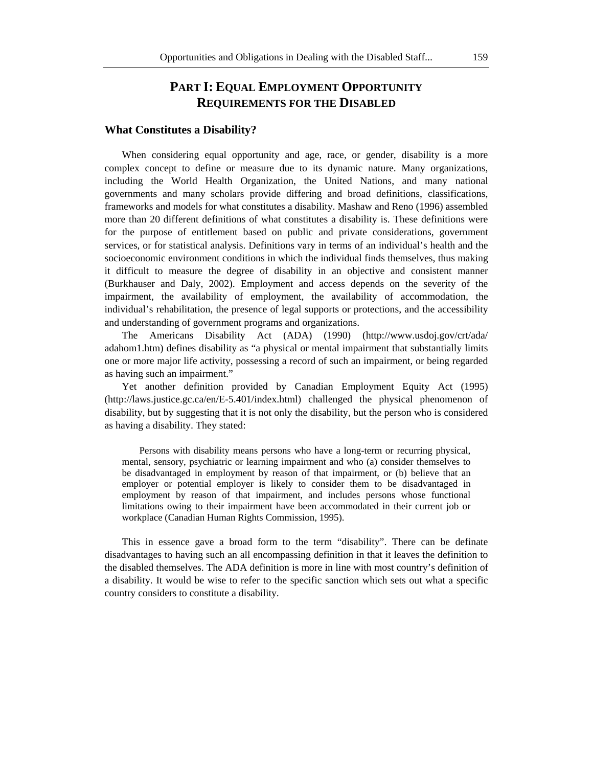## PART I: EQUAL EMPLOYMENT OPPORTUNITY REQUIREMENTS FOR THE DISABLED

### What Constitutes a Disability?

When considering equal opportunity and age, race, or gender, disability is a more complex concept to define or measure due to its dynamic nature. Many organizations, including the World Health Organization, the United Nations, and many national governments and many scholars provide differing and broad definitions, classifications, frameworks and models for what constitutes a disability. Mashaw and Reno (1996) assembled more than 20 different definitions of what constitutes a disability is. These definitions were for the purpose of entitlement based on public and private considerations, government services, or for statistical analysis. Definitions vary in terms of an individual's health and the socioeconomic environment conditions in which the individual finds themselves, thus making it difficult to measure the degree of disability in an objective and consistent manner (Burkhauser and Daly, 2002). Employment and access depends on the severity of the impairment, the availability of employment, the availability of accommodation, the individual's rehabilitation, the presence of legal supports or protections, and the accessibility and understanding of government programs and organizations.

The Americans Disability Act (ADA) (1990) (http://www.usdoj.gov/crt/ada/adahom1.htm) defines disability as "a physical or mental impairment that substantially limits one or more major life activity, possessing a record of such an impairment, or being regarded as having such an impairment."

Yet another definition provided by Canadian Employment Equity Act (1995) (http://laws.justice.gc.ca/en/E-5.401/index.html) challenged the physical phenomenon of disability, but by suggesting that it is not only the disability, but the person who is considered as having a disability. They stated:

> Persons with disability means persons who have a long-term or recurring physical, mental, sensory, psychiatric or learning impairment and who (a) consider themselves to be disadvantaged in employment by reason of that impairment, or (b) believe that an employer or potential employer is likely to consider them to be disadvantaged in employment by reason of that impairment, and includes persons whose functional limitations owing to their impairment have been accommodated in their current job or workplace (Canadian Human Rights Commission, 1995).

This in essence gave a broad form to the term "disability". There can be definate disadvantages to having such an all encompassing definition in that it leaves the definition to the disabled themselves. The ADA definition is more in line with most country's definition of a disability. It would be wise to refer to the specific sanction which sets out what a specific country considers to constitute a disability.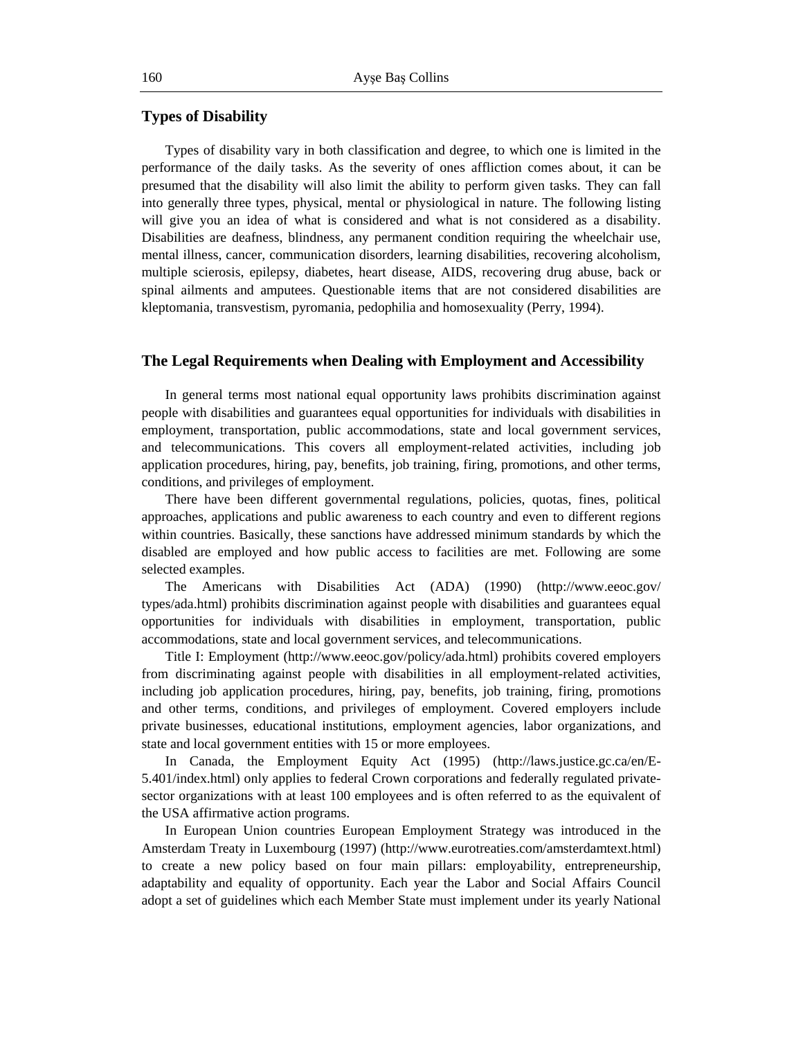## Types of Disability

Types of disability vary in both classification and degree, to which one is limited in the performance of the daily tasks. As the severity of ones affliction comes about, it can be presumed that the disability will also limit the ability to perform given tasks. They can fall into generally three types, physical, mental or physiological in nature. The following listing will give you an idea of what is considered and what is not considered as a disability. Disabilities are deafness, blindness, any permanent condition requiring the wheelchair use, mental illness, cancer, communication disorders, learning disabilities, recovering alcoholism, multiple scierosis, epilepsy, diabetes, heart disease, AIDS, recovering drug abuse, back or spinal ailments and amputees. Questionable items that are not considered disabilities are kleptomania, transvestism, pyromania, pedophilia and homosexuality (Perry, 1994).

## The Legal Requirements when Dealing with Employment and Accessibility

In general terms most national equal opportunity laws prohibits discrimination against people with disabilities and guarantees equal opportunities for individuals with disabilities in employment, transportation, public accommodations, state and local government services, and telecommunications. This covers all employment-related activities, including job application procedures, hiring, pay, benefits, job training, firing, promotions, and other terms, conditions, and privileges of employment.

There have been different governmental regulations, policies, quotas, fines, political approaches, applications and public awareness to each country and even to different regions within countries. Basically, these sanctions have addressed minimum standards by which the disabled are employed and how public access to facilities are met. Following are some selected examples.

The Americans with Disabilities Act (ADA) (1990) (http://www.eeoc.gov/types/ada.html) prohibits discrimination against people with disabilities and guarantees equal opportunities for individuals with disabilities in employment, transportation, public accommodations, state and local government services, and telecommunications.

Title I: Employment (http://www.eeoc.gov/policy/ada.html) prohibits covered employers from discriminating against people with disabilities in all employment-related activities, including job application procedures, hiring, pay, benefits, job training, firing, promotions and other terms, conditions, and privileges of employment. Covered employers include private businesses, educational institutions, employment agencies, labor organizations, and state and local government entities with 15 or more employees.

In Canada, the Employment Equity Act (1995) (http://laws.justice.gc.ca/en/E-5.401/index.html) only applies to federal Crown corporations and federally regulated private-sector organizations with at least 100 employees and is often referred to as the equivalent of the USA affirmative action programs.

In European Union countries European Employment Strategy was introduced in the Amsterdam Treaty in Luxembourg (1997) (http://www.eurotreaties.com/amsterdamtext.html) to create a new policy based on four main pillars: employability, entrepreneurship, adaptability and equality of opportunity. Each year the Labor and Social Affairs Council adopt a set of guidelines which each Member State must implement under its yearly National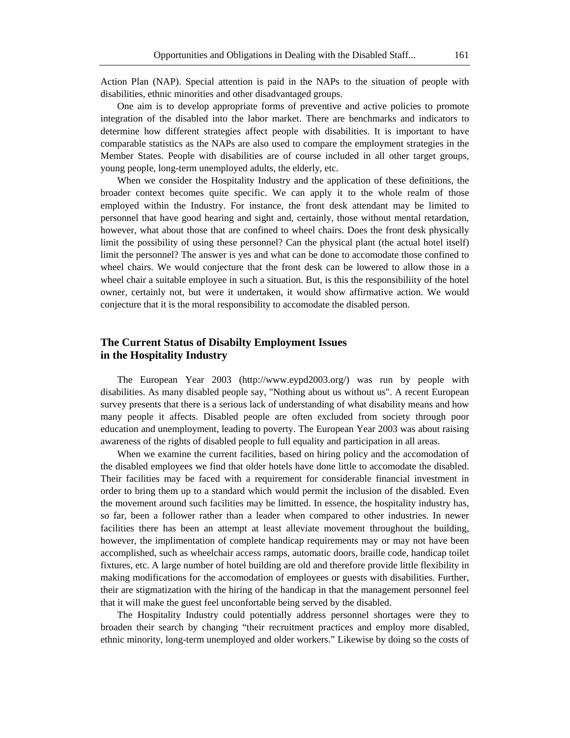Action Plan (NAP). Special attention is paid in the NAPs to the situation of people with disabilities, ethnic minorities and other disadvantaged groups.

One aim is to develop appropriate forms of preventive and active policies to promote integration of the disabled into the labor market. There are benchmarks and indicators to determine how different strategies affect people with disabilities. It is important to have comparable statistics as the NAPs are also used to compare the employment strategies in the Member States. People with disabilities are of course included in all other target groups, young people, long-term unemployed adults, the elderly, etc.

When we consider the Hospitality Industry and the application of these definitions, the broader context becomes quite specific. We can apply it to the whole realm of those employed within the Industry. For instance, the front desk attendant may be limited to personnel that have good hearing and sight and, certainly, those without mental retardation, however, what about those that are confined to wheel chairs. Does the front desk physically limit the possibility of using these personnel? Can the physical plant (the actual hotel itself) limit the personnel? The answer is yes and what can be done to accomodate those confined to wheel chairs. We would conjecture that the front desk can be lowered to allow those in a wheel chair a suitable employee in such a situation. But, is this the responsibiliity of the hotel owner, certainly not, but were it undertaken, it would show affirmative action. We would conjecture that it is the moral responsibility to accomodate the disabled person.

## The Current Status of Disabilty Employment Issues in the Hospitality Industry

The European Year 2003 (http://www.eypd2003.org/) was run by people with disabilities. As many disabled people say, "Nothing about us without us". A recent European survey presents that there is a serious lack of understanding of what disability means and how many people it affects. Disabled people are often excluded from society through poor education and unemployment, leading to poverty. The European Year 2003 was about raising awareness of the rights of disabled people to full equality and participation in all areas.

When we examine the current facilities, based on hiring policy and the accomodation of the disabled employees we find that older hotels have done little to accomodate the disabled. Their facilities may be faced with a requirement for considerable financial investment in order to bring them up to a standard which would permit the inclusion of the disabled. Even the movement around such facilities may be limitted. In essence, the hospitality industry has, so far, been a follower rather than a leader when compared to other industries. In newer facilities there has been an attempt at least alleviate movement throughout the building, however, the implimentation of complete handicap requirements may or may not have been accomplished, such as wheelchair access ramps, automatic doors, braille code, handicap toilet fixtures, etc. A large number of hotel building are old and therefore provide little flexibility in making modifications for the accomodation of employees or guests with disabilities. Further, their are stigmatization with the hiring of the handicap in that the management personnel feel that it will make the guest feel unconfortable being served by the disabled.

The Hospitality Industry could potentially address personnel shortages were they to broaden their search by changing "their recruitment practices and employ more disabled, ethnic minority, long-term unemployed and older workers." Likewise by doing so the costs of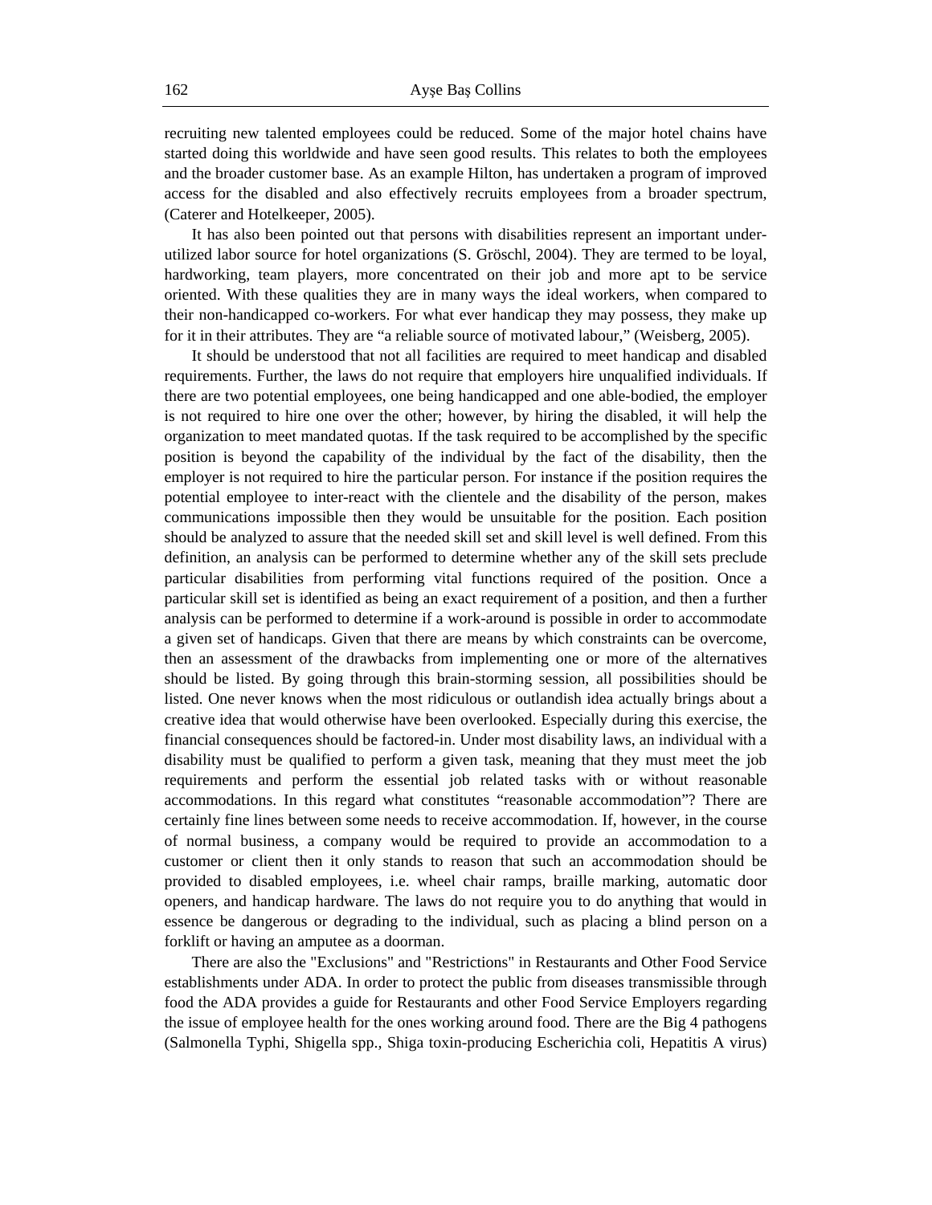recruiting new talented employees could be reduced. Some of the major hotel chains have started doing this worldwide and have seen good results. This relates to both the employees and the broader customer base. As an example Hilton, has undertaken a program of improved access for the disabled and also effectively recruits employees from a broader spectrum, (Caterer and Hotelkeeper, 2005).

It has also been pointed out that persons with disabilities represent an important under-utilized labor source for hotel organizations (S. Gröschl, 2004). They are termed to be loyal, hardworking, team players, more concentrated on their job and more apt to be service oriented. With these qualities they are in many ways the ideal workers, when compared to their non-handicapped co-workers. For what ever handicap they may possess, they make up for it in their attributes. They are "a reliable source of motivated labour," (Weisberg, 2005).

It should be understood that not all facilities are required to meet handicap and disabled requirements. Further, the laws do not require that employers hire unqualified individuals. If there are two potential employees, one being handicapped and one able-bodied, the employer is not required to hire one over the other; however, by hiring the disabled, it will help the organization to meet mandated quotas. If the task required to be accomplished by the specific position is beyond the capability of the individual by the fact of the disability, then the employer is not required to hire the particular person. For instance if the position requires the potential employee to inter-react with the clientele and the disability of the person, makes communications impossible then they would be unsuitable for the position. Each position should be analyzed to assure that the needed skill set and skill level is well defined. From this definition, an analysis can be performed to determine whether any of the skill sets preclude particular disabilities from performing vital functions required of the position. Once a particular skill set is identified as being an exact requirement of a position, and then a further analysis can be performed to determine if a work-around is possible in order to accommodate a given set of handicaps. Given that there are means by which constraints can be overcome, then an assessment of the drawbacks from implementing one or more of the alternatives should be listed. By going through this brain-storming session, all possibilities should be listed. One never knows when the most ridiculous or outlandish idea actually brings about a creative idea that would otherwise have been overlooked. Especially during this exercise, the financial consequences should be factored-in. Under most disability laws, an individual with a disability must be qualified to perform a given task, meaning that they must meet the job requirements and perform the essential job related tasks with or without reasonable accommodations. In this regard what constitutes "reasonable accommodation"? There are certainly fine lines between some needs to receive accommodation. If, however, in the course of normal business, a company would be required to provide an accommodation to a customer or client then it only stands to reason that such an accommodation should be provided to disabled employees, i.e. wheel chair ramps, braille marking, automatic door openers, and handicap hardware. The laws do not require you to do anything that would in essence be dangerous or degrading to the individual, such as placing a blind person on a forklift or having an amputee as a doorman.

There are also the "Exclusions" and "Restrictions" in Restaurants and Other Food Service establishments under ADA. In order to protect the public from diseases transmissible through food the ADA provides a guide for Restaurants and other Food Service Employers regarding the issue of employee health for the ones working around food. There are the Big 4 pathogens (Salmonella Typhi, Shigella spp., Shiga toxin-producing Escherichia coli, Hepatitis A virus)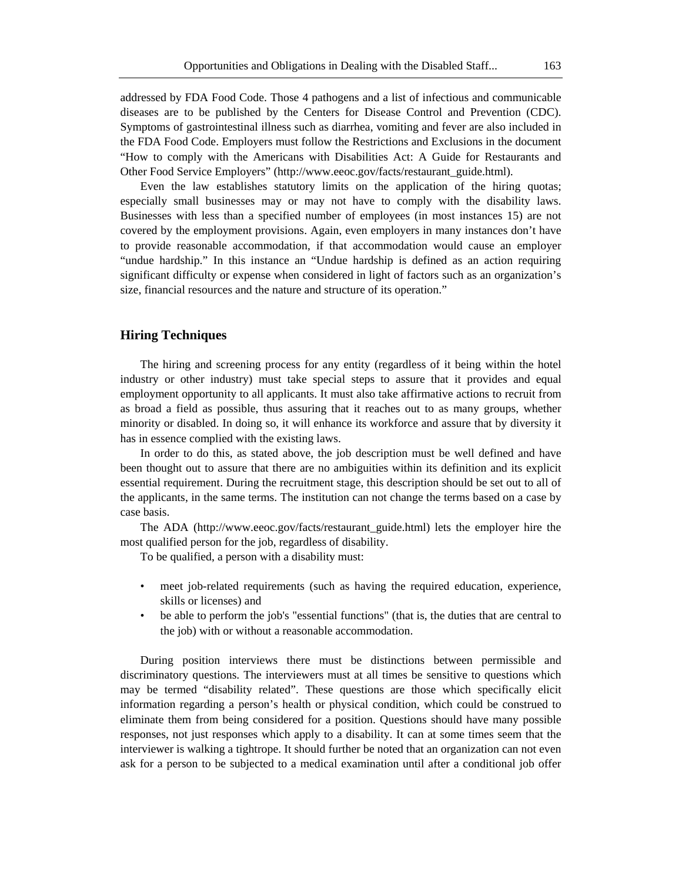addressed by FDA Food Code. Those 4 pathogens and a list of infectious and communicable diseases are to be published by the Centers for Disease Control and Prevention (CDC). Symptoms of gastrointestinal illness such as diarrhea, vomiting and fever are also included in the FDA Food Code. Employers must follow the Restrictions and Exclusions in the document "How to comply with the Americans with Disabilities Act: A Guide for Restaurants and Other Food Service Employers" (http://www.eeoc.gov/facts/restaurant_guide.html).

Even the law establishes statutory limits on the application of the hiring quotas; especially small businesses may or may not have to comply with the disability laws. Businesses with less than a specified number of employees (in most instances 15) are not covered by the employment provisions. Again, even employers in many instances don't have to provide reasonable accommodation, if that accommodation would cause an employer "undue hardship." In this instance an "Undue hardship is defined as an action requiring significant difficulty or expense when considered in light of factors such as an organization's size, financial resources and the nature and structure of its operation."

## Hiring Techniques

The hiring and screening process for any entity (regardless of it being within the hotel industry or other industry) must take special steps to assure that it provides and equal employment opportunity to all applicants. It must also take affirmative actions to recruit from as broad a field as possible, thus assuring that it reaches out to as many groups, whether minority or disabled. In doing so, it will enhance its workforce and assure that by diversity it has in essence complied with the existing laws.

In order to do this, as stated above, the job description must be well defined and have been thought out to assure that there are no ambiguities within its definition and its explicit essential requirement. During the recruitment stage, this description should be set out to all of the applicants, in the same terms. The institution can not change the terms based on a case by case basis.

The ADA (http://www.eeoc.gov/facts/restaurant_guide.html) lets the employer hire the most qualified person for the job, regardless of disability.

To be qualified, a person with a disability must:

- meet job-related requirements (such as having the required education, experience, skills or licenses) and
- be able to perform the job's "essential functions" (that is, the duties that are central to the job) with or without a reasonable accommodation.

During position interviews there must be distinctions between permissible and discriminatory questions. The interviewers must at all times be sensitive to questions which may be termed "disability related". These questions are those which specifically elicit information regarding a person's health or physical condition, which could be construed to eliminate them from being considered for a position. Questions should have many possible responses, not just responses which apply to a disability. It can at some times seem that the interviewer is walking a tightrope. It should further be noted that an organization can not even ask for a person to be subjected to a medical examination until after a conditional job offer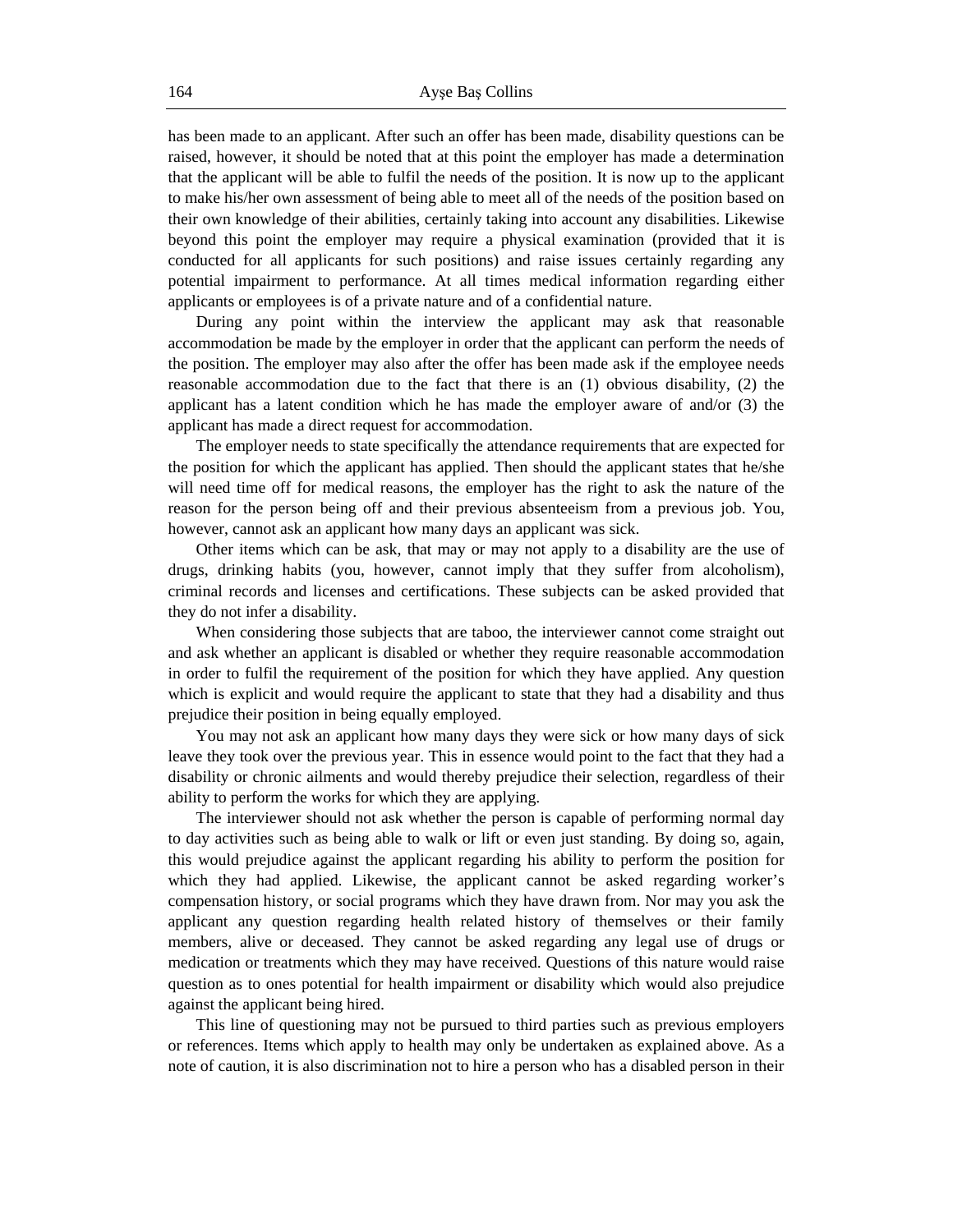has been made to an applicant. After such an offer has been made, disability questions can be raised, however, it should be noted that at this point the employer has made a determination that the applicant will be able to fulfil the needs of the position. It is now up to the applicant to make his/her own assessment of being able to meet all of the needs of the position based on their own knowledge of their abilities, certainly taking into account any disabilities. Likewise beyond this point the employer may require a physical examination (provided that it is conducted for all applicants for such positions) and raise issues certainly regarding any potential impairment to performance. At all times medical information regarding either applicants or employees is of a private nature and of a confidential nature.

During any point within the interview the applicant may ask that reasonable accommodation be made by the employer in order that the applicant can perform the needs of the position. The employer may also after the offer has been made ask if the employee needs reasonable accommodation due to the fact that there is an (1) obvious disability, (2) the applicant has a latent condition which he has made the employer aware of and/or (3) the applicant has made a direct request for accommodation.

The employer needs to state specifically the attendance requirements that are expected for the position for which the applicant has applied. Then should the applicant states that he/she will need time off for medical reasons, the employer has the right to ask the nature of the reason for the person being off and their previous absenteeism from a previous job. You, however, cannot ask an applicant how many days an applicant was sick.

Other items which can be ask, that may or may not apply to a disability are the use of drugs, drinking habits (you, however, cannot imply that they suffer from alcoholism), criminal records and licenses and certifications. These subjects can be asked provided that they do not infer a disability.

When considering those subjects that are taboo, the interviewer cannot come straight out and ask whether an applicant is disabled or whether they require reasonable accommodation in order to fulfil the requirement of the position for which they have applied. Any question which is explicit and would require the applicant to state that they had a disability and thus prejudice their position in being equally employed.

You may not ask an applicant how many days they were sick or how many days of sick leave they took over the previous year. This in essence would point to the fact that they had a disability or chronic ailments and would thereby prejudice their selection, regardless of their ability to perform the works for which they are applying.

The interviewer should not ask whether the person is capable of performing normal day to day activities such as being able to walk or lift or even just standing. By doing so, again, this would prejudice against the applicant regarding his ability to perform the position for which they had applied. Likewise, the applicant cannot be asked regarding worker's compensation history, or social programs which they have drawn from. Nor may you ask the applicant any question regarding health related history of themselves or their family members, alive or deceased. They cannot be asked regarding any legal use of drugs or medication or treatments which they may have received. Questions of this nature would raise question as to ones potential for health impairment or disability which would also prejudice against the applicant being hired.

This line of questioning may not be pursued to third parties such as previous employers or references. Items which apply to health may only be undertaken as explained above. As a note of caution, it is also discrimination not to hire a person who has a disabled person in their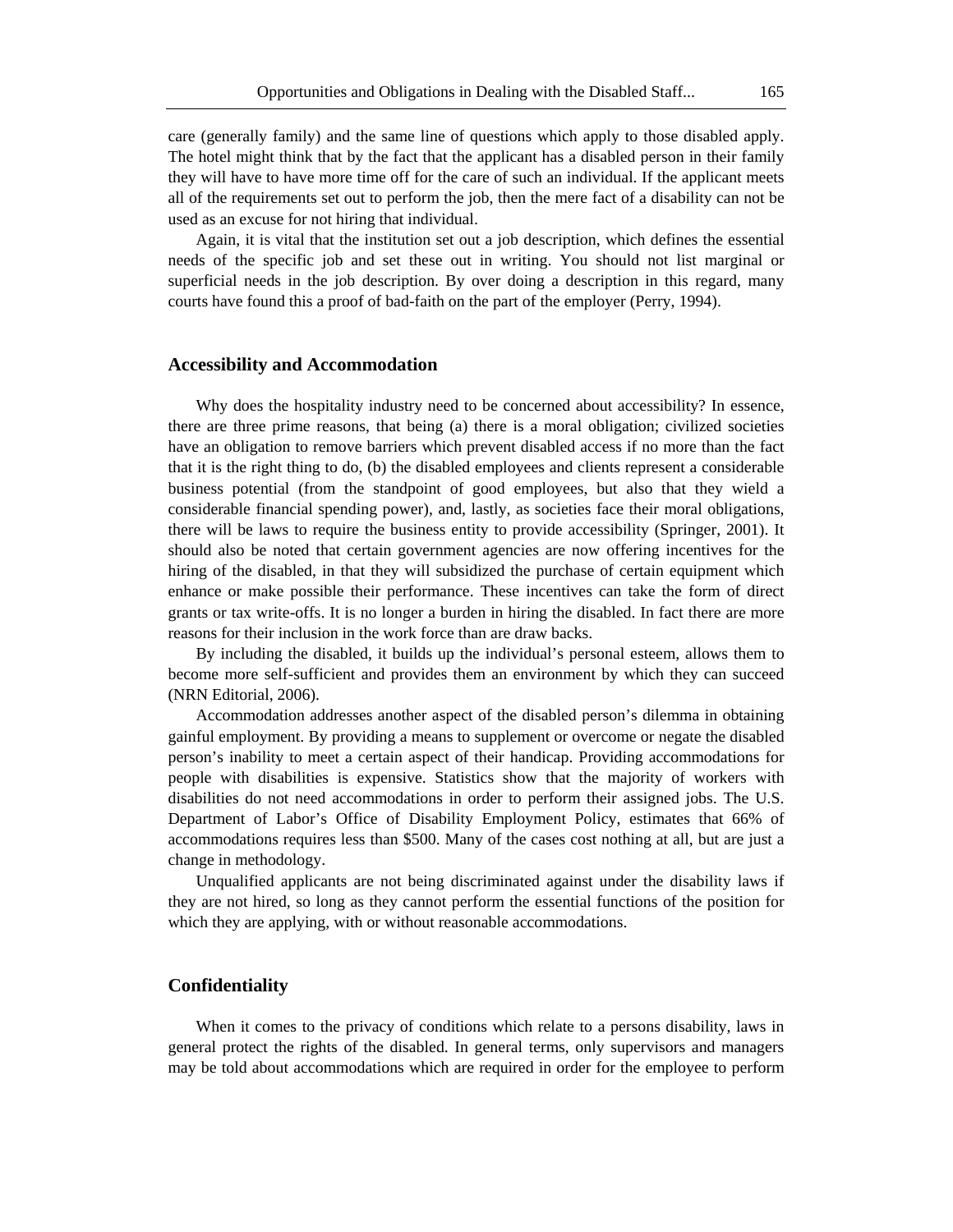care (generally family) and the same line of questions which apply to those disabled apply. The hotel might think that by the fact that the applicant has a disabled person in their family they will have to have more time off for the care of such an individual. If the applicant meets all of the requirements set out to perform the job, then the mere fact of a disability can not be used as an excuse for not hiring that individual.

Again, it is vital that the institution set out a job description, which defines the essential needs of the specific job and set these out in writing. You should not list marginal or superficial needs in the job description. By over doing a description in this regard, many courts have found this a proof of bad-faith on the part of the employer (Perry, 1994).

## Accessibility and Accommodation

Why does the hospitality industry need to be concerned about accessibility? In essence, there are three prime reasons, that being (a) there is a moral obligation; civilized societies have an obligation to remove barriers which prevent disabled access if no more than the fact that it is the right thing to do, (b) the disabled employees and clients represent a considerable business potential (from the standpoint of good employees, but also that they wield a considerable financial spending power), and, lastly, as societies face their moral obligations, there will be laws to require the business entity to provide accessibility (Springer, 2001). It should also be noted that certain government agencies are now offering incentives for the hiring of the disabled, in that they will subsidized the purchase of certain equipment which enhance or make possible their performance. These incentives can take the form of direct grants or tax write-offs. It is no longer a burden in hiring the disabled. In fact there are more reasons for their inclusion in the work force than are draw backs.

By including the disabled, it builds up the individual's personal esteem, allows them to become more self-sufficient and provides them an environment by which they can succeed (NRN Editorial, 2006).

Accommodation addresses another aspect of the disabled person's dilemma in obtaining gainful employment. By providing a means to supplement or overcome or negate the disabled person's inability to meet a certain aspect of their handicap. Providing accommodations for people with disabilities is expensive. Statistics show that the majority of workers with disabilities do not need accommodations in order to perform their assigned jobs. The U.S. Department of Labor's Office of Disability Employment Policy, estimates that 66% of accommodations requires less than $500. Many of the cases cost nothing at all, but are just a change in methodology.

Unqualified applicants are not being discriminated against under the disability laws if they are not hired, so long as they cannot perform the essential functions of the position for which they are applying, with or without reasonable accommodations.

## Confidentiality

When it comes to the privacy of conditions which relate to a persons disability, laws in general protect the rights of the disabled. In general terms, only supervisors and managers may be told about accommodations which are required in order for the employee to perform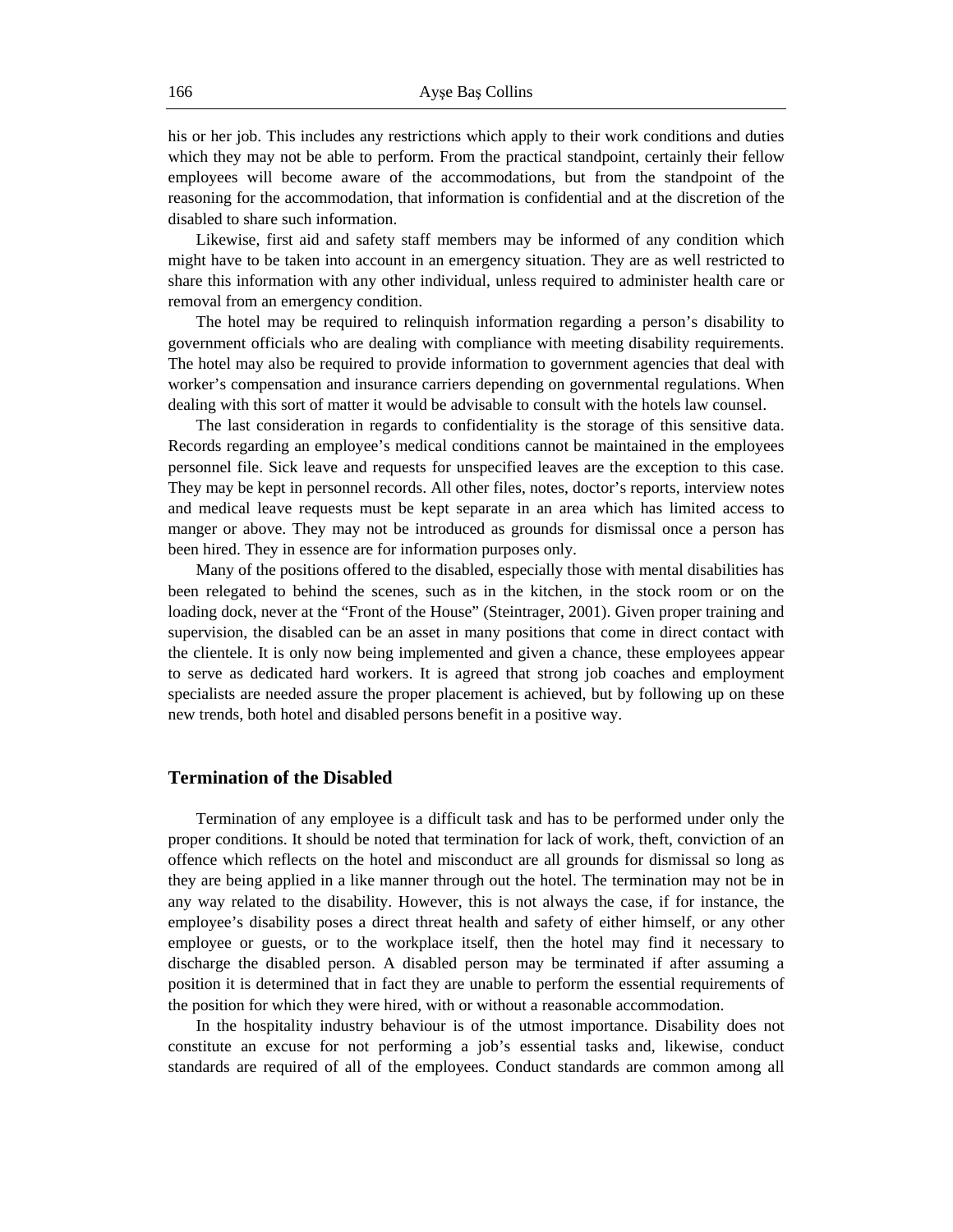his or her job. This includes any restrictions which apply to their work conditions and duties which they may not be able to perform. From the practical standpoint, certainly their fellow employees will become aware of the accommodations, but from the standpoint of the reasoning for the accommodation, that information is confidential and at the discretion of the disabled to share such information.

Likewise, first aid and safety staff members may be informed of any condition which might have to be taken into account in an emergency situation. They are as well restricted to share this information with any other individual, unless required to administer health care or removal from an emergency condition.

The hotel may be required to relinquish information regarding a person's disability to government officials who are dealing with compliance with meeting disability requirements. The hotel may also be required to provide information to government agencies that deal with worker's compensation and insurance carriers depending on governmental regulations. When dealing with this sort of matter it would be advisable to consult with the hotels law counsel.

The last consideration in regards to confidentiality is the storage of this sensitive data. Records regarding an employee's medical conditions cannot be maintained in the employees personnel file. Sick leave and requests for unspecified leaves are the exception to this case. They may be kept in personnel records. All other files, notes, doctor's reports, interview notes and medical leave requests must be kept separate in an area which has limited access to manger or above. They may not be introduced as grounds for dismissal once a person has been hired. They in essence are for information purposes only.

Many of the positions offered to the disabled, especially those with mental disabilities has been relegated to behind the scenes, such as in the kitchen, in the stock room or on the loading dock, never at the "Front of the House" (Steintrager, 2001). Given proper training and supervision, the disabled can be an asset in many positions that come in direct contact with the clientele. It is only now being implemented and given a chance, these employees appear to serve as dedicated hard workers. It is agreed that strong job coaches and employment specialists are needed assure the proper placement is achieved, but by following up on these new trends, both hotel and disabled persons benefit in a positive way.

## Termination of the Disabled

Termination of any employee is a difficult task and has to be performed under only the proper conditions. It should be noted that termination for lack of work, theft, conviction of an offence which reflects on the hotel and misconduct are all grounds for dismissal so long as they are being applied in a like manner through out the hotel. The termination may not be in any way related to the disability. However, this is not always the case, if for instance, the employee's disability poses a direct threat health and safety of either himself, or any other employee or guests, or to the workplace itself, then the hotel may find it necessary to discharge the disabled person. A disabled person may be terminated if after assuming a position it is determined that in fact they are unable to perform the essential requirements of the position for which they were hired, with or without a reasonable accommodation.

In the hospitality industry behaviour is of the utmost importance. Disability does not constitute an excuse for not performing a job's essential tasks and, likewise, conduct standards are required of all of the employees. Conduct standards are common among all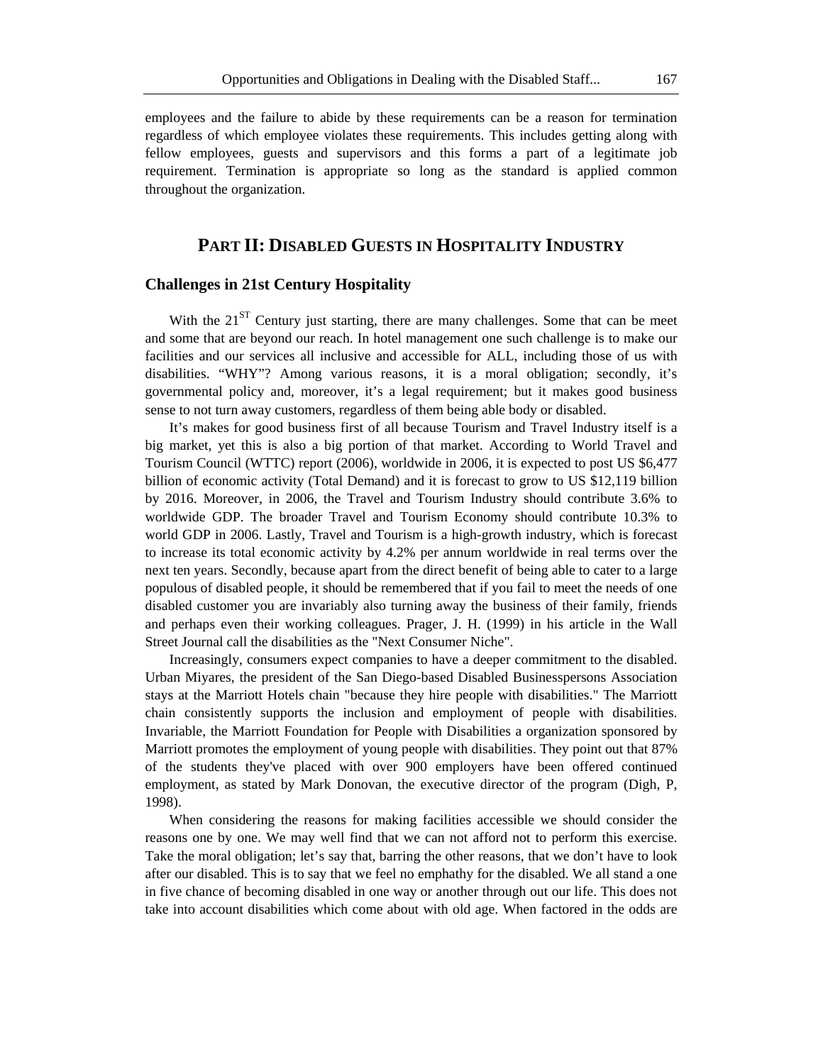employees and the failure to abide by these requirements can be a reason for termination regardless of which employee violates these requirements. This includes getting along with fellow employees, guests and supervisors and this forms a part of a legitimate job requirement. Termination is appropriate so long as the standard is applied common throughout the organization.

## PART II: DISABLED GUESTS IN HOSPITALITY INDUSTRY

### Challenges in 21st Century Hospitality

With the 21$^{ST}$ Century just starting, there are many challenges. Some that can be meet and some that are beyond our reach. In hotel management one such challenge is to make our facilities and our services all inclusive and accessible for ALL, including those of us with disabilities. "WHY"? Among various reasons, it is a moral obligation; secondly, it's governmental policy and, moreover, it's a legal requirement; but it makes good business sense to not turn away customers, regardless of them being able body or disabled.

It's makes for good business first of all because Tourism and Travel Industry itself is a big market, yet this is also a big portion of that market. According to World Travel and Tourism Council (WTTC) report (2006), worldwide in 2006, it is expected to post US $6,477 billion of economic activity (Total Demand) and it is forecast to grow to US $12,119 billion by 2016. Moreover, in 2006, the Travel and Tourism Industry should contribute 3.6% to worldwide GDP. The broader Travel and Tourism Economy should contribute 10.3% to world GDP in 2006. Lastly, Travel and Tourism is a high-growth industry, which is forecast to increase its total economic activity by 4.2% per annum worldwide in real terms over the next ten years. Secondly, because apart from the direct benefit of being able to cater to a large populous of disabled people, it should be remembered that if you fail to meet the needs of one disabled customer you are invariably also turning away the business of their family, friends and perhaps even their working colleagues. Prager, J. H. (1999) in his article in the Wall Street Journal call the disabilities as the "Next Consumer Niche".

Increasingly, consumers expect companies to have a deeper commitment to the disabled. Urban Miyares, the president of the San Diego-based Disabled Businesspersons Association stays at the Marriott Hotels chain "because they hire people with disabilities." The Marriott chain consistently supports the inclusion and employment of people with disabilities. Invariable, the Marriott Foundation for People with Disabilities a organization sponsored by Marriott promotes the employment of young people with disabilities. They point out that 87% of the students they've placed with over 900 employers have been offered continued employment, as stated by Mark Donovan, the executive director of the program (Digh, P, 1998).

When considering the reasons for making facilities accessible we should consider the reasons one by one. We may well find that we can not afford not to perform this exercise. Take the moral obligation; let's say that, barring the other reasons, that we don't have to look after our disabled. This is to say that we feel no emphathy for the disabled. We all stand a one in five chance of becoming disabled in one way or another through out our life. This does not take into account disabilities which come about with old age. When factored in the odds are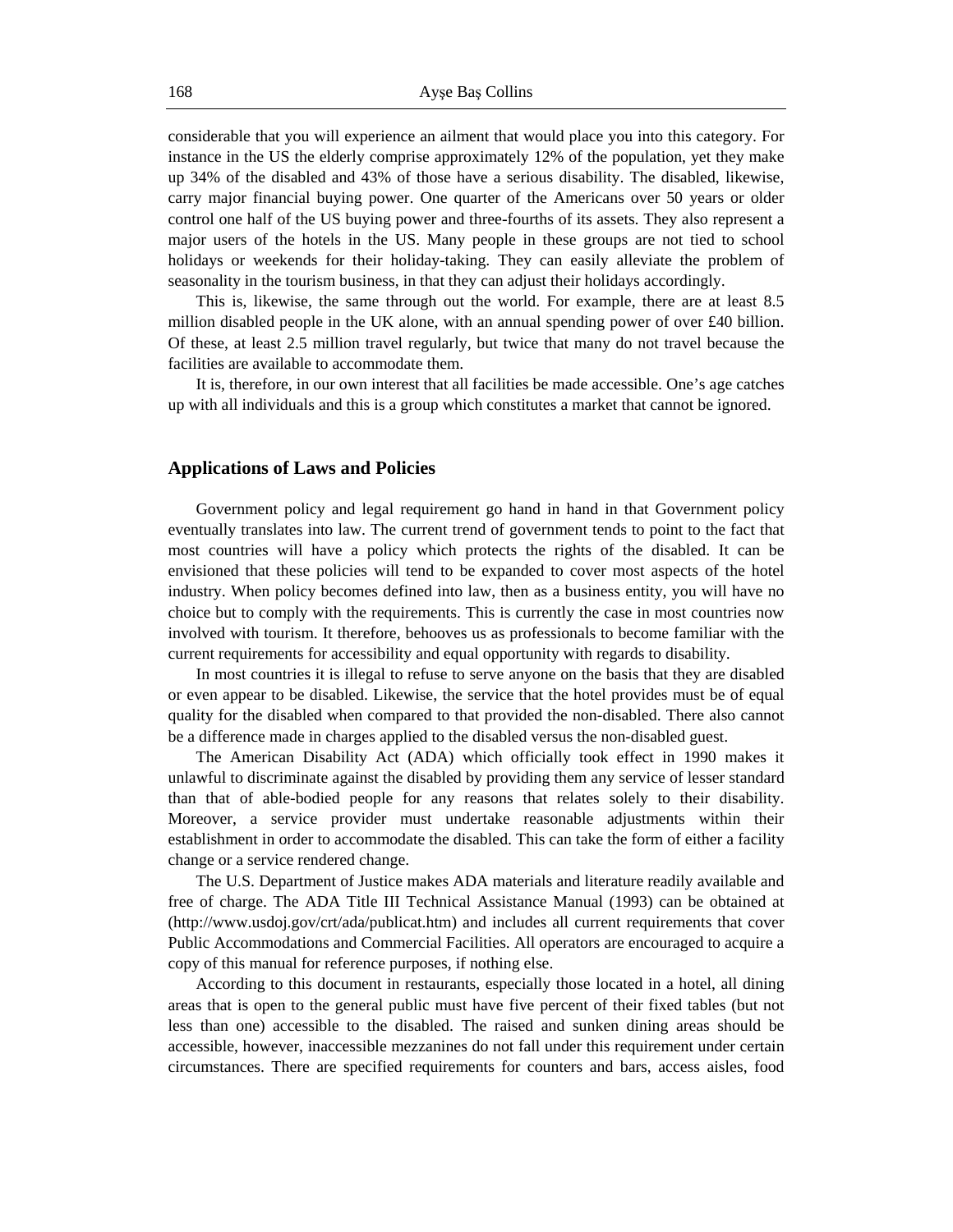considerable that you will experience an ailment that would place you into this category. For instance in the US the elderly comprise approximately 12% of the population, yet they make up 34% of the disabled and 43% of those have a serious disability. The disabled, likewise, carry major financial buying power. One quarter of the Americans over 50 years or older control one half of the US buying power and three-fourths of its assets. They also represent a major users of the hotels in the US. Many people in these groups are not tied to school holidays or weekends for their holiday-taking. They can easily alleviate the problem of seasonality in the tourism business, in that they can adjust their holidays accordingly.

This is, likewise, the same through out the world. For example, there are at least 8.5 million disabled people in the UK alone, with an annual spending power of over £40 billion. Of these, at least 2.5 million travel regularly, but twice that many do not travel because the facilities are available to accommodate them.

It is, therefore, in our own interest that all facilities be made accessible. One's age catches up with all individuals and this is a group which constitutes a market that cannot be ignored.

## Applications of Laws and Policies

Government policy and legal requirement go hand in hand in that Government policy eventually translates into law. The current trend of government tends to point to the fact that most countries will have a policy which protects the rights of the disabled. It can be envisioned that these policies will tend to be expanded to cover most aspects of the hotel industry. When policy becomes defined into law, then as a business entity, you will have no choice but to comply with the requirements. This is currently the case in most countries now involved with tourism. It therefore, behooves us as professionals to become familiar with the current requirements for accessibility and equal opportunity with regards to disability.

In most countries it is illegal to refuse to serve anyone on the basis that they are disabled or even appear to be disabled. Likewise, the service that the hotel provides must be of equal quality for the disabled when compared to that provided the non-disabled. There also cannot be a difference made in charges applied to the disabled versus the non-disabled guest.

The American Disability Act (ADA) which officially took effect in 1990 makes it unlawful to discriminate against the disabled by providing them any service of lesser standard than that of able-bodied people for any reasons that relates solely to their disability. Moreover, a service provider must undertake reasonable adjustments within their establishment in order to accommodate the disabled. This can take the form of either a facility change or a service rendered change.

The U.S. Department of Justice makes ADA materials and literature readily available and free of charge. The ADA Title III Technical Assistance Manual (1993) can be obtained at (http://www.usdoj.gov/crt/ada/publicat.htm) and includes all current requirements that cover Public Accommodations and Commercial Facilities. All operators are encouraged to acquire a copy of this manual for reference purposes, if nothing else.

According to this document in restaurants, especially those located in a hotel, all dining areas that is open to the general public must have five percent of their fixed tables (but not less than one) accessible to the disabled. The raised and sunken dining areas should be accessible, however, inaccessible mezzanines do not fall under this requirement under certain circumstances. There are specified requirements for counters and bars, access aisles, food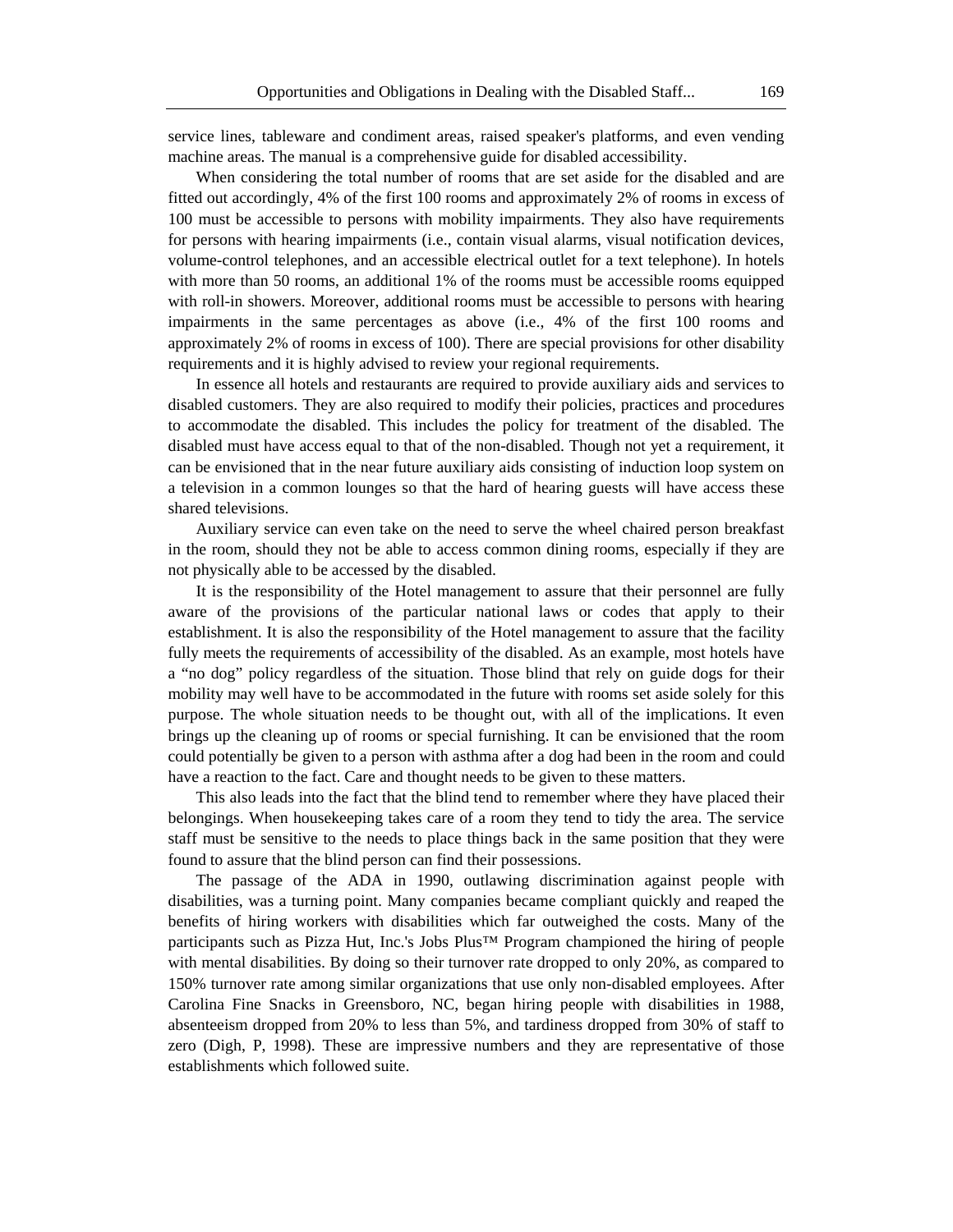service lines, tableware and condiment areas, raised speaker's platforms, and even vending machine areas. The manual is a comprehensive guide for disabled accessibility.

When considering the total number of rooms that are set aside for the disabled and are fitted out accordingly, 4% of the first 100 rooms and approximately 2% of rooms in excess of 100 must be accessible to persons with mobility impairments. They also have requirements for persons with hearing impairments (i.e., contain visual alarms, visual notification devices, volume-control telephones, and an accessible electrical outlet for a text telephone). In hotels with more than 50 rooms, an additional 1% of the rooms must be accessible rooms equipped with roll-in showers. Moreover, additional rooms must be accessible to persons with hearing impairments in the same percentages as above (i.e., 4% of the first 100 rooms and approximately 2% of rooms in excess of 100). There are special provisions for other disability requirements and it is highly advised to review your regional requirements.

In essence all hotels and restaurants are required to provide auxiliary aids and services to disabled customers. They are also required to modify their policies, practices and procedures to accommodate the disabled. This includes the policy for treatment of the disabled. The disabled must have access equal to that of the non-disabled. Though not yet a requirement, it can be envisioned that in the near future auxiliary aids consisting of induction loop system on a television in a common lounges so that the hard of hearing guests will have access these shared televisions.

Auxiliary service can even take on the need to serve the wheel chaired person breakfast in the room, should they not be able to access common dining rooms, especially if they are not physically able to be accessed by the disabled.

It is the responsibility of the Hotel management to assure that their personnel are fully aware of the provisions of the particular national laws or codes that apply to their establishment. It is also the responsibility of the Hotel management to assure that the facility fully meets the requirements of accessibility of the disabled. As an example, most hotels have a "no dog" policy regardless of the situation. Those blind that rely on guide dogs for their mobility may well have to be accommodated in the future with rooms set aside solely for this purpose. The whole situation needs to be thought out, with all of the implications. It even brings up the cleaning up of rooms or special furnishing. It can be envisioned that the room could potentially be given to a person with asthma after a dog had been in the room and could have a reaction to the fact. Care and thought needs to be given to these matters.

This also leads into the fact that the blind tend to remember where they have placed their belongings. When housekeeping takes care of a room they tend to tidy the area. The service staff must be sensitive to the needs to place things back in the same position that they were found to assure that the blind person can find their possessions.

The passage of the ADA in 1990, outlawing discrimination against people with disabilities, was a turning point. Many companies became compliant quickly and reaped the benefits of hiring workers with disabilities which far outweighed the costs. Many of the participants such as Pizza Hut, Inc.'s Jobs Plus™ Program championed the hiring of people with mental disabilities. By doing so their turnover rate dropped to only 20%, as compared to 150% turnover rate among similar organizations that use only non-disabled employees. After Carolina Fine Snacks in Greensboro, NC, began hiring people with disabilities in 1988, absenteeism dropped from 20% to less than 5%, and tardiness dropped from 30% of staff to zero (Digh, P, 1998). These are impressive numbers and they are representative of those establishments which followed suite.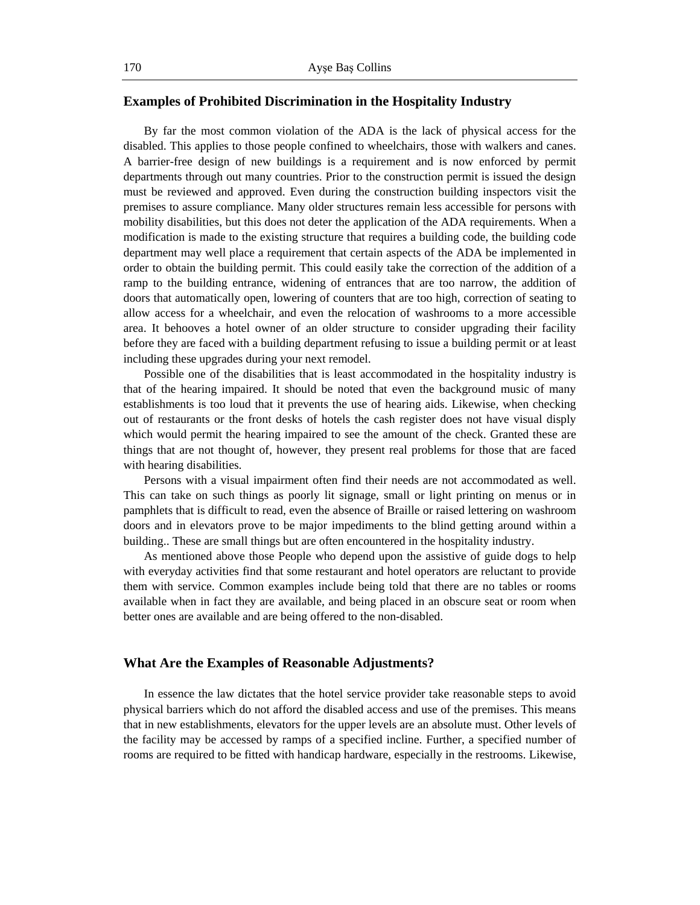## Examples of Prohibited Discrimination in the Hospitality Industry

By far the most common violation of the ADA is the lack of physical access for the disabled. This applies to those people confined to wheelchairs, those with walkers and canes. A barrier-free design of new buildings is a requirement and is now enforced by permit departments through out many countries. Prior to the construction permit is issued the design must be reviewed and approved. Even during the construction building inspectors visit the premises to assure compliance. Many older structures remain less accessible for persons with mobility disabilities, but this does not deter the application of the ADA requirements. When a modification is made to the existing structure that requires a building code, the building code department may well place a requirement that certain aspects of the ADA be implemented in order to obtain the building permit. This could easily take the correction of the addition of a ramp to the building entrance, widening of entrances that are too narrow, the addition of doors that automatically open, lowering of counters that are too high, correction of seating to allow access for a wheelchair, and even the relocation of washrooms to a more accessible area. It behooves a hotel owner of an older structure to consider upgrading their facility before they are faced with a building department refusing to issue a building permit or at least including these upgrades during your next remodel.

Possible one of the disabilities that is least accommodated in the hospitality industry is that of the hearing impaired. It should be noted that even the background music of many establishments is too loud that it prevents the use of hearing aids. Likewise, when checking out of restaurants or the front desks of hotels the cash register does not have visual disply which would permit the hearing impaired to see the amount of the check. Granted these are things that are not thought of, however, they present real problems for those that are faced with hearing disabilities.

Persons with a visual impairment often find their needs are not accommodated as well. This can take on such things as poorly lit signage, small or light printing on menus or in pamphlets that is difficult to read, even the absence of Braille or raised lettering on washroom doors and in elevators prove to be major impediments to the blind getting around within a building.. These are small things but are often encountered in the hospitality industry.

As mentioned above those People who depend upon the assistive of guide dogs to help with everyday activities find that some restaurant and hotel operators are reluctant to provide them with service. Common examples include being told that there are no tables or rooms available when in fact they are available, and being placed in an obscure seat or room when better ones are available and are being offered to the non-disabled.

## What Are the Examples of Reasonable Adjustments?

In essence the law dictates that the hotel service provider take reasonable steps to avoid physical barriers which do not afford the disabled access and use of the premises. This means that in new establishments, elevators for the upper levels are an absolute must. Other levels of the facility may be accessed by ramps of a specified incline. Further, a specified number of rooms are required to be fitted with handicap hardware, especially in the restrooms. Likewise,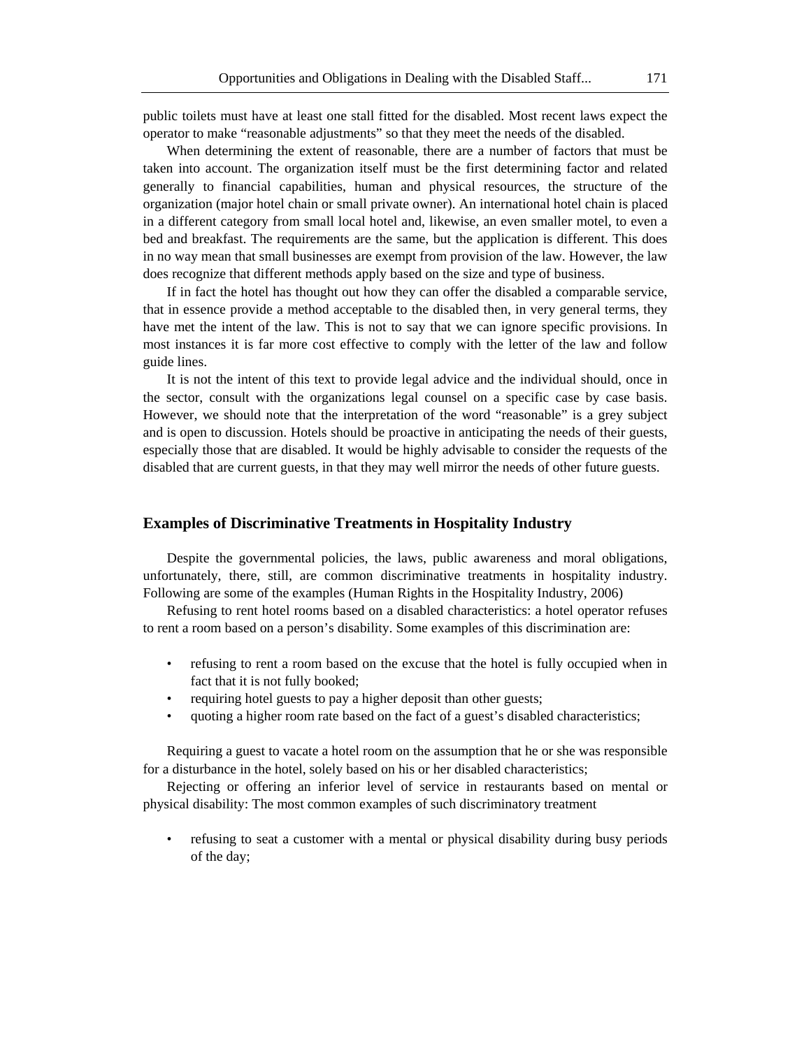public toilets must have at least one stall fitted for the disabled. Most recent laws expect the operator to make "reasonable adjustments" so that they meet the needs of the disabled.

When determining the extent of reasonable, there are a number of factors that must be taken into account. The organization itself must be the first determining factor and related generally to financial capabilities, human and physical resources, the structure of the organization (major hotel chain or small private owner). An international hotel chain is placed in a different category from small local hotel and, likewise, an even smaller motel, to even a bed and breakfast. The requirements are the same, but the application is different. This does in no way mean that small businesses are exempt from provision of the law. However, the law does recognize that different methods apply based on the size and type of business.

If in fact the hotel has thought out how they can offer the disabled a comparable service, that in essence provide a method acceptable to the disabled then, in very general terms, they have met the intent of the law. This is not to say that we can ignore specific provisions. In most instances it is far more cost effective to comply with the letter of the law and follow guide lines.

It is not the intent of this text to provide legal advice and the individual should, once in the sector, consult with the organizations legal counsel on a specific case by case basis. However, we should note that the interpretation of the word "reasonable" is a grey subject and is open to discussion. Hotels should be proactive in anticipating the needs of their guests, especially those that are disabled. It would be highly advisable to consider the requests of the disabled that are current guests, in that they may well mirror the needs of other future guests.

## Examples of Discriminative Treatments in Hospitality Industry

Despite the governmental policies, the laws, public awareness and moral obligations, unfortunately, there, still, are common discriminative treatments in hospitality industry. Following are some of the examples (Human Rights in the Hospitality Industry, 2006)

Refusing to rent hotel rooms based on a disabled characteristics: a hotel operator refuses to rent a room based on a person's disability. Some examples of this discrimination are:

- refusing to rent a room based on the excuse that the hotel is fully occupied when in fact that it is not fully booked;
- requiring hotel guests to pay a higher deposit than other guests;
- quoting a higher room rate based on the fact of a guest's disabled characteristics;

Requiring a guest to vacate a hotel room on the assumption that he or she was responsible for a disturbance in the hotel, solely based on his or her disabled characteristics;

Rejecting or offering an inferior level of service in restaurants based on mental or physical disability: The most common examples of such discriminatory treatment

- refusing to seat a customer with a mental or physical disability during busy periods of the day;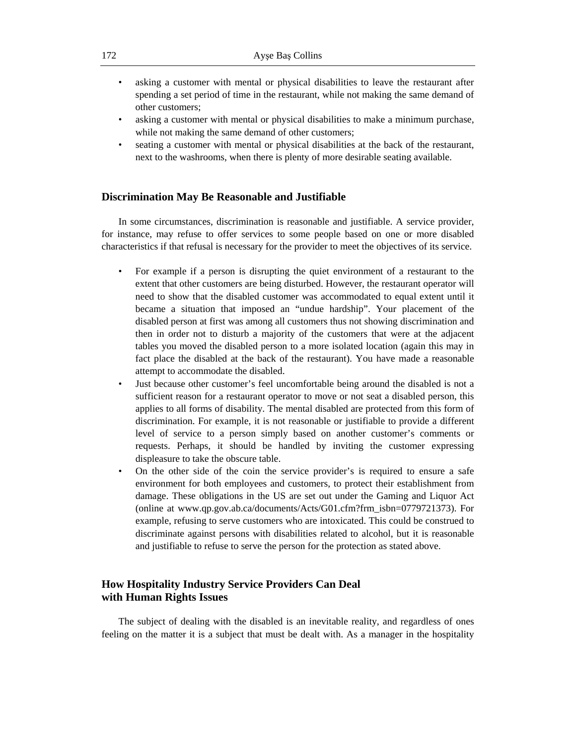- asking a customer with mental or physical disabilities to leave the restaurant after spending a set period of time in the restaurant, while not making the same demand of other customers;
- asking a customer with mental or physical disabilities to make a minimum purchase, while not making the same demand of other customers;
- seating a customer with mental or physical disabilities at the back of the restaurant, next to the washrooms, when there is plenty of more desirable seating available.

## Discrimination May Be Reasonable and Justifiable

In some circumstances, discrimination is reasonable and justifiable. A service provider, for instance, may refuse to offer services to some people based on one or more disabled characteristics if that refusal is necessary for the provider to meet the objectives of its service.

- For example if a person is disrupting the quiet environment of a restaurant to the extent that other customers are being disturbed. However, the restaurant operator will need to show that the disabled customer was accommodated to equal extent until it became a situation that imposed an "undue hardship". Your placement of the disabled person at first was among all customers thus not showing discrimination and then in order not to disturb a majority of the customers that were at the adjacent tables you moved the disabled person to a more isolated location (again this may in fact place the disabled at the back of the restaurant). You have made a reasonable attempt to accommodate the disabled.
- Just because other customer's feel uncomfortable being around the disabled is not a sufficient reason for a restaurant operator to move or not seat a disabled person, this applies to all forms of disability. The mental disabled are protected from this form of discrimination. For example, it is not reasonable or justifiable to provide a different level of service to a person simply based on another customer's comments or requests. Perhaps, it should be handled by inviting the customer expressing displeasure to take the obscure table.
- On the other side of the coin the service provider's is required to ensure a safe environment for both employees and customers, to protect their establishment from damage. These obligations in the US are set out under the Gaming and Liquor Act (online at www.qp.gov.ab.ca/documents/Acts/G01.cfm?frm_isbn=0779721373). For example, refusing to serve customers who are intoxicated. This could be construed to discriminate against persons with disabilities related to alcohol, but it is reasonable and justifiable to refuse to serve the person for the protection as stated above.

## How Hospitality Industry Service Providers Can Deal with Human Rights Issues

The subject of dealing with the disabled is an inevitable reality, and regardless of ones feeling on the matter it is a subject that must be dealt with. As a manager in the hospitality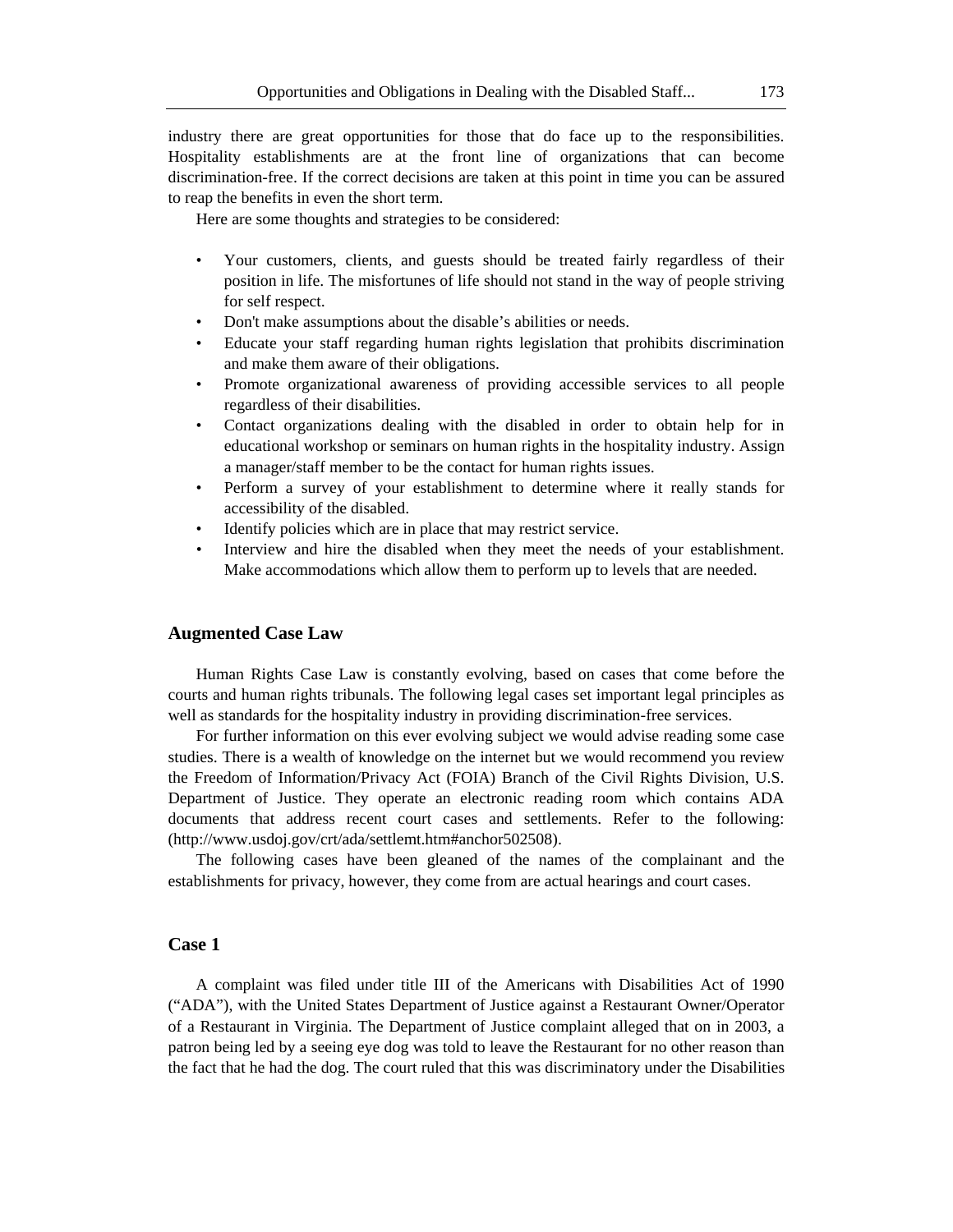industry there are great opportunities for those that do face up to the responsibilities. Hospitality establishments are at the front line of organizations that can become discrimination-free. If the correct decisions are taken at this point in time you can be assured to reap the benefits in even the short term.

Here are some thoughts and strategies to be considered:

- Your customers, clients, and guests should be treated fairly regardless of their position in life. The misfortunes of life should not stand in the way of people striving for self respect.
- Don't make assumptions about the disable's abilities or needs.
- Educate your staff regarding human rights legislation that prohibits discrimination and make them aware of their obligations.
- Promote organizational awareness of providing accessible services to all people regardless of their disabilities.
- Contact organizations dealing with the disabled in order to obtain help for in educational workshop or seminars on human rights in the hospitality industry. Assign a manager/staff member to be the contact for human rights issues.
- Perform a survey of your establishment to determine where it really stands for accessibility of the disabled.
- Identify policies which are in place that may restrict service.
- Interview and hire the disabled when they meet the needs of your establishment. Make accommodations which allow them to perform up to levels that are needed.

## Augmented Case Law

Human Rights Case Law is constantly evolving, based on cases that come before the courts and human rights tribunals. The following legal cases set important legal principles as well as standards for the hospitality industry in providing discrimination-free services.

For further information on this ever evolving subject we would advise reading some case studies. There is a wealth of knowledge on the internet but we would recommend you review the Freedom of Information/Privacy Act (FOIA) Branch of the Civil Rights Division, U.S. Department of Justice. They operate an electronic reading room which contains ADA documents that address recent court cases and settlements. Refer to the following: (http://www.usdoj.gov/crt/ada/settlemt.htm#anchor502508).

The following cases have been gleaned of the names of the complainant and the establishments for privacy, however, they come from are actual hearings and court cases.

## Case 1

A complaint was filed under title III of the Americans with Disabilities Act of 1990 ("ADA"), with the United States Department of Justice against a Restaurant Owner/Operator of a Restaurant in Virginia. The Department of Justice complaint alleged that on in 2003, a patron being led by a seeing eye dog was told to leave the Restaurant for no other reason than the fact that he had the dog. The court ruled that this was discriminatory under the Disabilities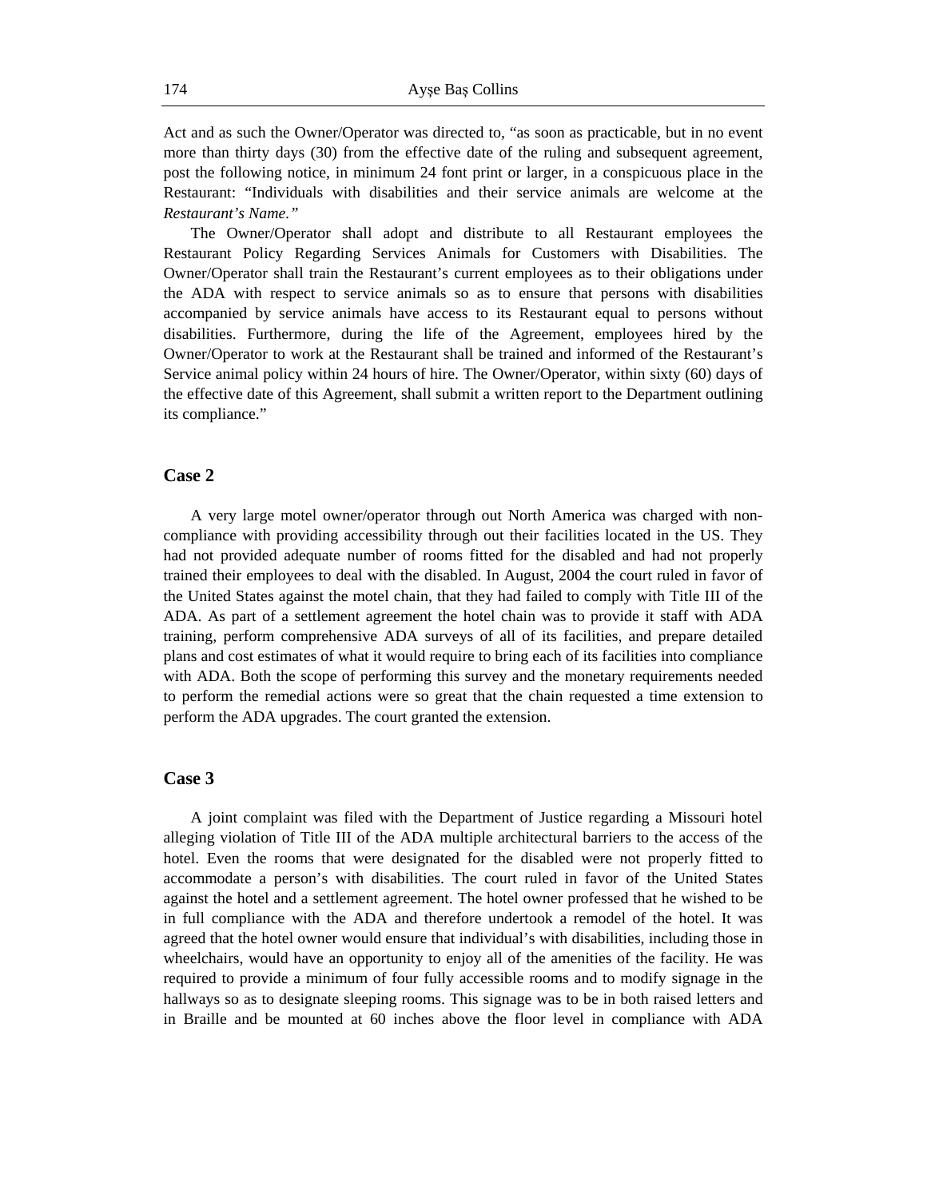Act and as such the Owner/Operator was directed to, "as soon as practicable, but in no event more than thirty days (30) from the effective date of the ruling and subsequent agreement, post the following notice, in minimum 24 font print or larger, in a conspicuous place in the Restaurant: "Individuals with disabilities and their service animals are welcome at the *Restaurant's Name."*

The Owner/Operator shall adopt and distribute to all Restaurant employees the Restaurant Policy Regarding Services Animals for Customers with Disabilities. The Owner/Operator shall train the Restaurant's current employees as to their obligations under the ADA with respect to service animals so as to ensure that persons with disabilities accompanied by service animals have access to its Restaurant equal to persons without disabilities. Furthermore, during the life of the Agreement, employees hired by the Owner/Operator to work at the Restaurant shall be trained and informed of the Restaurant's Service animal policy within 24 hours of hire. The Owner/Operator, within sixty (60) days of the effective date of this Agreement, shall submit a written report to the Department outlining its compliance."

## Case 2

A very large motel owner/operator through out North America was charged with non-compliance with providing accessibility through out their facilities located in the US. They had not provided adequate number of rooms fitted for the disabled and had not properly trained their employees to deal with the disabled. In August, 2004 the court ruled in favor of the United States against the motel chain, that they had failed to comply with Title III of the ADA. As part of a settlement agreement the hotel chain was to provide it staff with ADA training, perform comprehensive ADA surveys of all of its facilities, and prepare detailed plans and cost estimates of what it would require to bring each of its facilities into compliance with ADA. Both the scope of performing this survey and the monetary requirements needed to perform the remedial actions were so great that the chain requested a time extension to perform the ADA upgrades. The court granted the extension.

## Case 3

A joint complaint was filed with the Department of Justice regarding a Missouri hotel alleging violation of Title III of the ADA multiple architectural barriers to the access of the hotel. Even the rooms that were designated for the disabled were not properly fitted to accommodate a person's with disabilities. The court ruled in favor of the United States against the hotel and a settlement agreement. The hotel owner professed that he wished to be in full compliance with the ADA and therefore undertook a remodel of the hotel. It was agreed that the hotel owner would ensure that individual's with disabilities, including those in wheelchairs, would have an opportunity to enjoy all of the amenities of the facility. He was required to provide a minimum of four fully accessible rooms and to modify signage in the hallways so as to designate sleeping rooms. This signage was to be in both raised letters and in Braille and be mounted at 60 inches above the floor level in compliance with ADA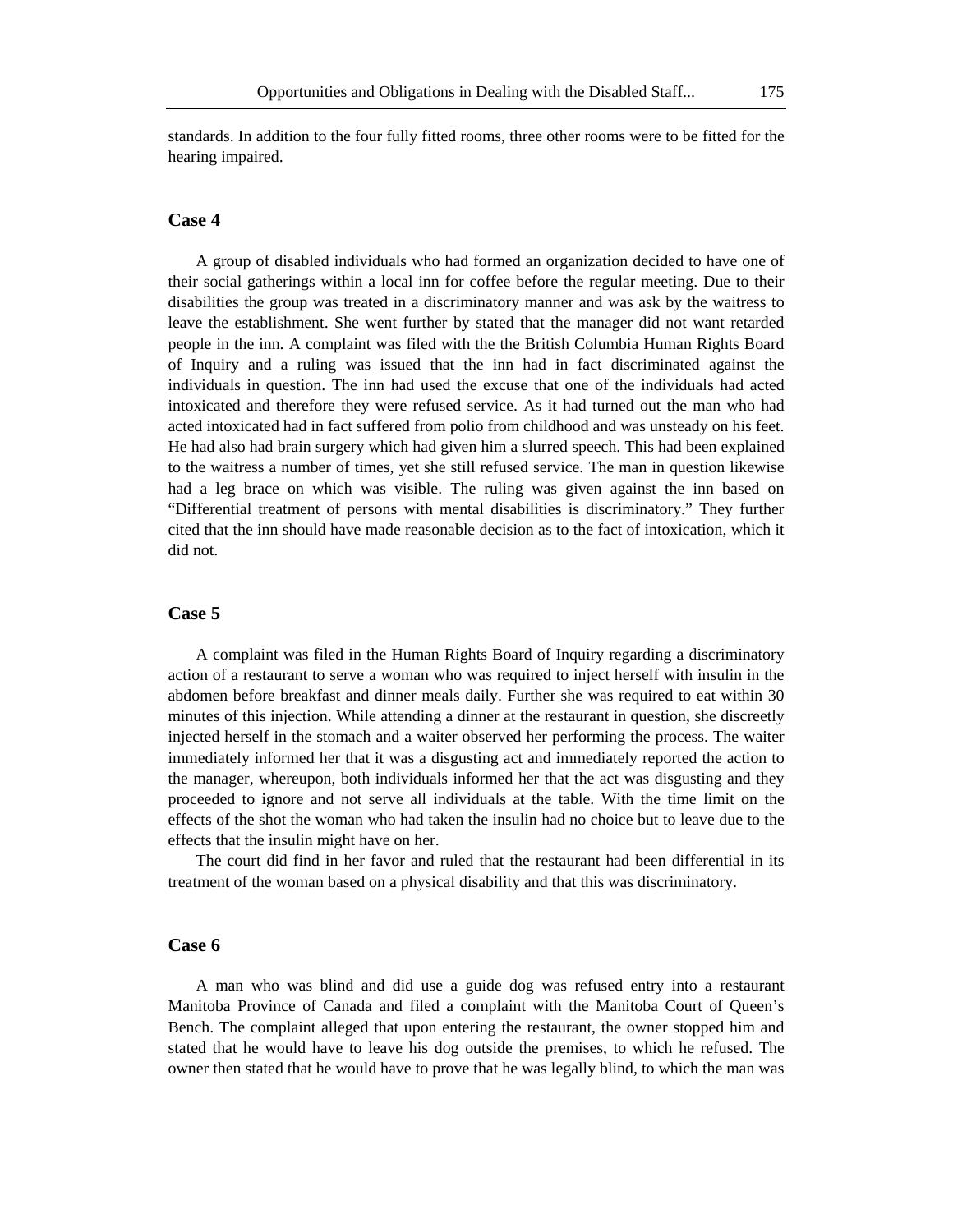standards. In addition to the four fully fitted rooms, three other rooms were to be fitted for the hearing impaired.

### Case 4

A group of disabled individuals who had formed an organization decided to have one of their social gatherings within a local inn for coffee before the regular meeting. Due to their disabilities the group was treated in a discriminatory manner and was ask by the waitress to leave the establishment. She went further by stated that the manager did not want retarded people in the inn. A complaint was filed with the the British Columbia Human Rights Board of Inquiry and a ruling was issued that the inn had in fact discriminated against the individuals in question. The inn had used the excuse that one of the individuals had acted intoxicated and therefore they were refused service. As it had turned out the man who had acted intoxicated had in fact suffered from polio from childhood and was unsteady on his feet. He had also had brain surgery which had given him a slurred speech. This had been explained to the waitress a number of times, yet she still refused service. The man in question likewise had a leg brace on which was visible. The ruling was given against the inn based on "Differential treatment of persons with mental disabilities is discriminatory." They further cited that the inn should have made reasonable decision as to the fact of intoxication, which it did not.

### Case 5

A complaint was filed in the Human Rights Board of Inquiry regarding a discriminatory action of a restaurant to serve a woman who was required to inject herself with insulin in the abdomen before breakfast and dinner meals daily. Further she was required to eat within 30 minutes of this injection. While attending a dinner at the restaurant in question, she discreetly injected herself in the stomach and a waiter observed her performing the process. The waiter immediately informed her that it was a disgusting act and immediately reported the action to the manager, whereupon, both individuals informed her that the act was disgusting and they proceeded to ignore and not serve all individuals at the table. With the time limit on the effects of the shot the woman who had taken the insulin had no choice but to leave due to the effects that the insulin might have on her.

The court did find in her favor and ruled that the restaurant had been differential in its treatment of the woman based on a physical disability and that this was discriminatory.

### Case 6

A man who was blind and did use a guide dog was refused entry into a restaurant Manitoba Province of Canada and filed a complaint with the Manitoba Court of Queen's Bench. The complaint alleged that upon entering the restaurant, the owner stopped him and stated that he would have to leave his dog outside the premises, to which he refused. The owner then stated that he would have to prove that he was legally blind, to which the man was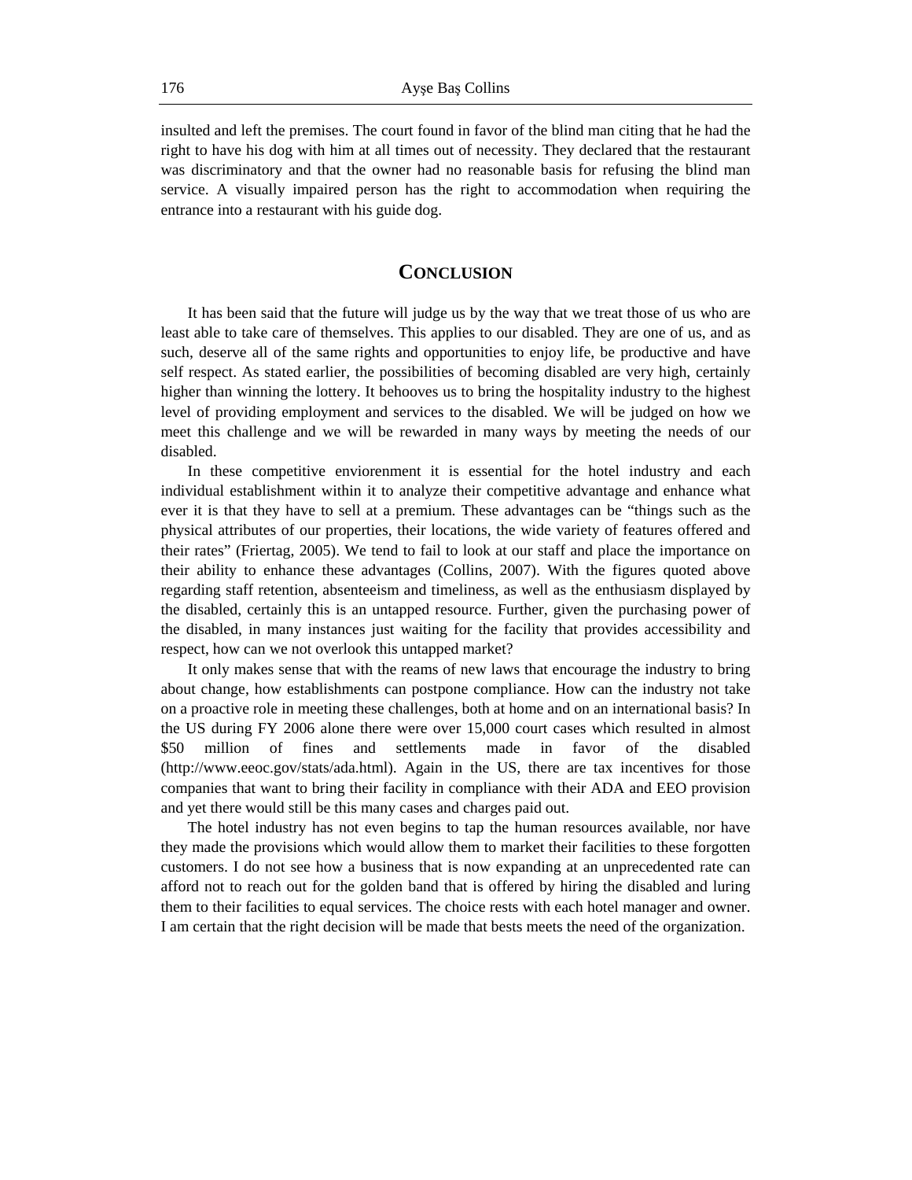insulted and left the premises. The court found in favor of the blind man citing that he had the right to have his dog with him at all times out of necessity. They declared that the restaurant was discriminatory and that the owner had no reasonable basis for refusing the blind man service. A visually impaired person has the right to accommodation when requiring the entrance into a restaurant with his guide dog.

## CONCLUSION

It has been said that the future will judge us by the way that we treat those of us who are least able to take care of themselves. This applies to our disabled. They are one of us, and as such, deserve all of the same rights and opportunities to enjoy life, be productive and have self respect. As stated earlier, the possibilities of becoming disabled are very high, certainly higher than winning the lottery. It behooves us to bring the hospitality industry to the highest level of providing employment and services to the disabled. We will be judged on how we meet this challenge and we will be rewarded in many ways by meeting the needs of our disabled.

In these competitive enviorenment it is essential for the hotel industry and each individual establishment within it to analyze their competitive advantage and enhance what ever it is that they have to sell at a premium. These advantages can be "things such as the physical attributes of our properties, their locations, the wide variety of features offered and their rates" (Friertag, 2005). We tend to fail to look at our staff and place the importance on their ability to enhance these advantages (Collins, 2007). With the figures quoted above regarding staff retention, absenteeism and timeliness, as well as the enthusiasm displayed by the disabled, certainly this is an untapped resource. Further, given the purchasing power of the disabled, in many instances just waiting for the facility that provides accessibility and respect, how can we not overlook this untapped market?

It only makes sense that with the reams of new laws that encourage the industry to bring about change, how establishments can postpone compliance. How can the industry not take on a proactive role in meeting these challenges, both at home and on an international basis? In the US during FY 2006 alone there were over 15,000 court cases which resulted in almost $50 million of fines and settlements made in favor of the disabled (http://www.eeoc.gov/stats/ada.html). Again in the US, there are tax incentives for those companies that want to bring their facility in compliance with their ADA and EEO provision and yet there would still be this many cases and charges paid out.

The hotel industry has not even begins to tap the human resources available, nor have they made the provisions which would allow them to market their facilities to these forgotten customers. I do not see how a business that is now expanding at an unprecedented rate can afford not to reach out for the golden band that is offered by hiring the disabled and luring them to their facilities to equal services. The choice rests with each hotel manager and owner. I am certain that the right decision will be made that bests meets the need of the organization.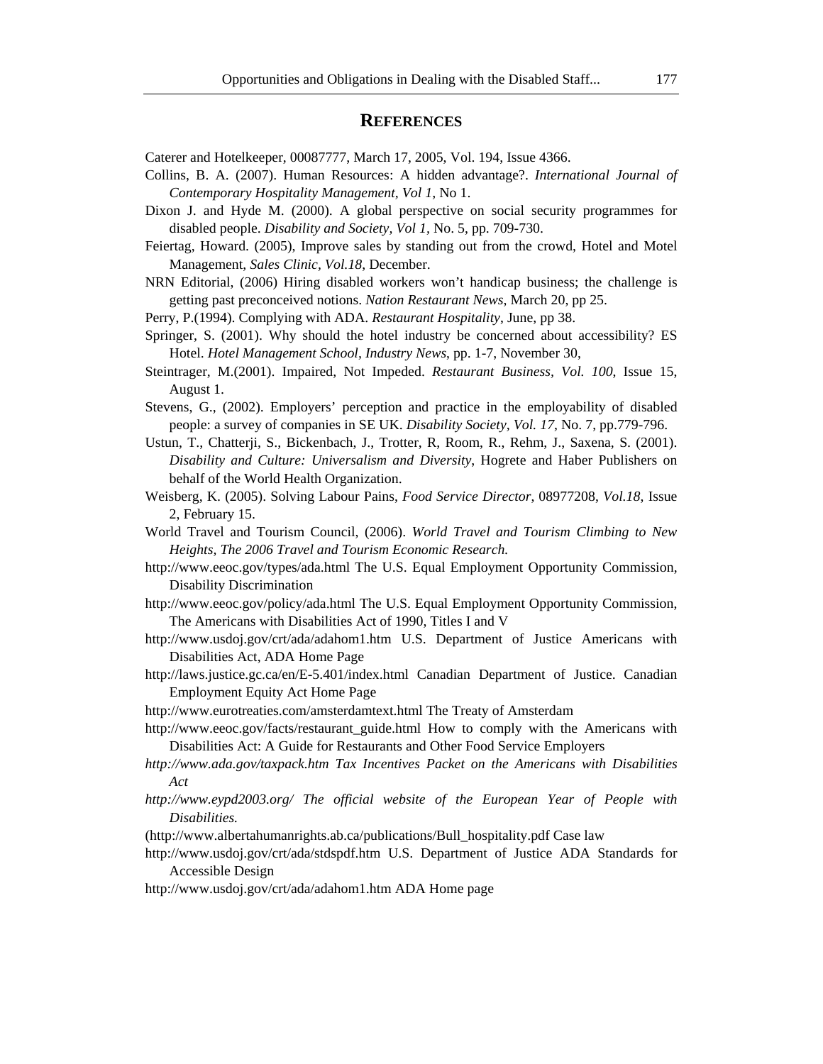## REFERENCES

Caterer and Hotelkeeper, 00087777, March 17, 2005, Vol. 194, Issue 4366.

Collins, B. A. (2007). Human Resources: A hidden advantage?. *International Journal of Contemporary Hospitality Management, Vol 1,* No 1.

Dixon J. and Hyde M. (2000). A global perspective on social security programmes for disabled people. *Disability and Society, Vol 1,* No. 5, pp. 709-730.

Feiertag, Howard. (2005), Improve sales by standing out from the crowd, Hotel and Motel Management, *Sales Clinic, Vol.18*, December.

NRN Editorial, (2006) Hiring disabled workers won't handicap business; the challenge is getting past preconceived notions. *Nation Restaurant News*, March 20, pp 25.

Perry, P.(1994). Complying with ADA. *Restaurant Hospitality*, June, pp 38.

Springer, S. (2001). Why should the hotel industry be concerned about accessibility? ES Hotel. *Hotel Management School, Industry News*, pp. 1-7, November 30,

Steintrager, M.(2001). Impaired, Not Impeded. *Restaurant Business, Vol. 100*, Issue 15, August 1.

Stevens, G., (2002). Employers' perception and practice in the employability of disabled people: a survey of companies in SE UK. *Disability Society, Vol. 17*, No. 7, pp.779-796.

Ustun, T., Chatterji, S., Bickenbach, J., Trotter, R, Room, R., Rehm, J., Saxena, S. (2001). *Disability and Culture: Universalism and Diversity*, Hogrete and Haber Publishers on behalf of the World Health Organization.

Weisberg, K. (2005). Solving Labour Pains, *Food Service Director*, 08977208, *Vol.18*, Issue 2, February 15.

World Travel and Tourism Council, (2006). *World Travel and Tourism Climbing to New Heights, The 2006 Travel and Tourism Economic Research.*

http://www.eeoc.gov/types/ada.html The U.S. Equal Employment Opportunity Commission, Disability Discrimination

http://www.eeoc.gov/policy/ada.html The U.S. Equal Employment Opportunity Commission, The Americans with Disabilities Act of 1990, Titles I and V

http://www.usdoj.gov/crt/ada/adahom1.htm U.S. Department of Justice Americans with Disabilities Act, ADA Home Page

http://laws.justice.gc.ca/en/E-5.401/index.html Canadian Department of Justice. Canadian Employment Equity Act Home Page

http://www.eurotreaties.com/amsterdamtext.html The Treaty of Amsterdam

http://www.eeoc.gov/facts/restaurant_guide.html How to comply with the Americans with Disabilities Act: A Guide for Restaurants and Other Food Service Employers

*http://www.ada.gov/taxpack.htm Tax Incentives Packet on the Americans with Disabilities Act*

*http://www.eypd2003.org/ The official website of the European Year of People with Disabilities.*

(http://www.albertahumanrights.ab.ca/publications/Bull_hospitality.pdf Case law

http://www.usdoj.gov/crt/ada/stdspdf.htm U.S. Department of Justice ADA Standards for Accessible Design

http://www.usdoj.gov/crt/ada/adahom1.htm ADA Home page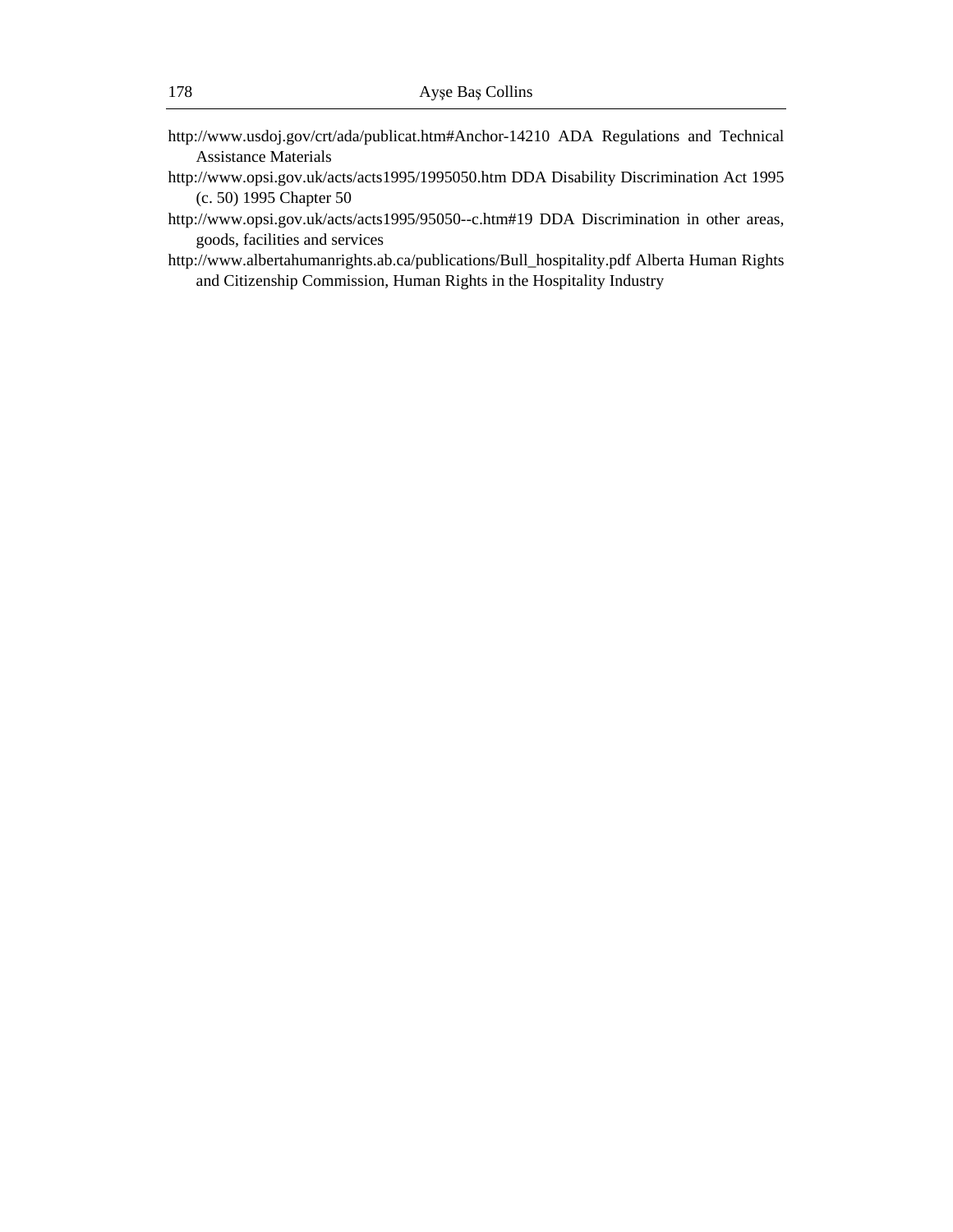http://www.usdoj.gov/crt/ada/publicat.htm#Anchor-14210 ADA Regulations and Technical Assistance Materials

http://www.opsi.gov.uk/acts/acts1995/1995050.htm DDA Disability Discrimination Act 1995 (c. 50) 1995 Chapter 50

http://www.opsi.gov.uk/acts/acts1995/95050--c.htm#19 DDA Discrimination in other areas, goods, facilities and services

http://www.albertahumanrights.ab.ca/publications/Bull_hospitality.pdf Alberta Human Rights and Citizenship Commission, Human Rights in the Hospitality Industry